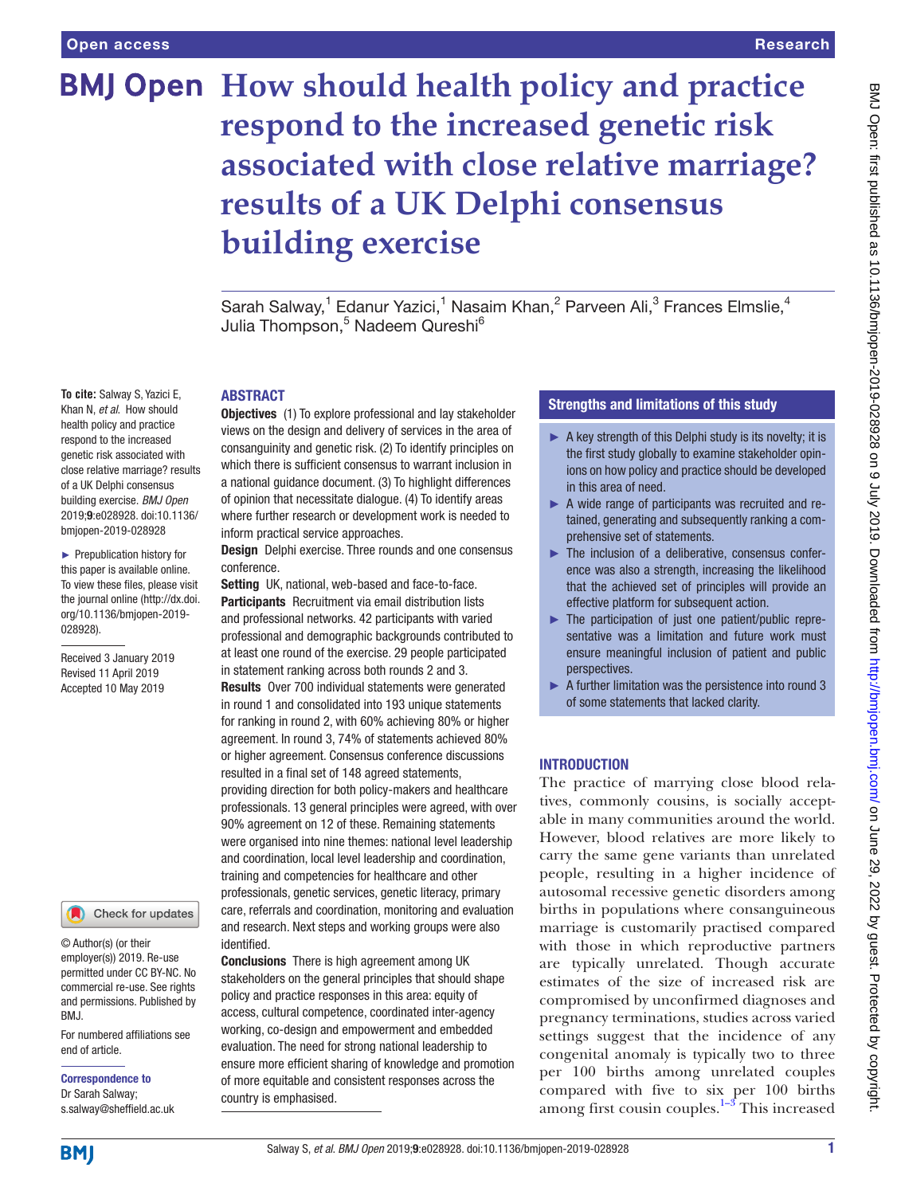# How should health policy and practice respond to the increased genetic risk associated with close relative marriage? results of a UK Delphi consensus building exercise

Sarah Salway,[1] Edanur Yazici,[1] Nasaim Khan,[2] Parveen Ali,[3] Frances Elmslie,[4] Julia Thompson,[5] Nadeem Qureshi[6]

**To cite:** Salway S, Yazici E, Khan N, *et al*. How should health policy and practice respond to the increased genetic risk associated with close relative marriage? results of a UK Delphi consensus building exercise. *BMJ Open* 2019;**9**:e028928. doi:10.1136/bmjopen-2019-028928

► Prepublication history for this paper is available online. To view these files, please visit the journal online (http://dx.doi.org/10.1136/bmjopen-2019-028928).

Received 3 January 2019
Revised 11 April 2019
Accepted 10 May 2019

© Author(s) (or their employer(s)) 2019. Re-use permitted under CC BY-NC. No commercial re-use. See rights and permissions. Published by BMJ.

For numbered affiliations see end of article.

**Correspondence to**
Dr Sarah Salway;
s.salway@sheffield.ac.uk

## ABSTRACT

**Objectives** (1) To explore professional and lay stakeholder views on the design and delivery of services in the area of consanguinity and genetic risk. (2) To identify principles on which there is sufficient consensus to warrant inclusion in a national guidance document. (3) To highlight differences of opinion that necessitate dialogue. (4) To identify areas where further research or development work is needed to inform practical service approaches.

**Design** Delphi exercise. Three rounds and one consensus conference.

**Setting** UK, national, web-based and face-to-face.

**Participants** Recruitment via email distribution lists and professional networks. 42 participants with varied professional and demographic backgrounds contributed to at least one round of the exercise. 29 people participated in statement ranking across both rounds 2 and 3.

**Results** Over 700 individual statements were generated in round 1 and consolidated into 193 unique statements for ranking in round 2, with 60% achieving 80% or higher agreement. In round 3, 74% of statements achieved 80% or higher agreement. Consensus conference discussions resulted in a final set of 148 agreed statements, providing direction for both policy-makers and healthcare professionals. 13 general principles were agreed, with over 90% agreement on 12 of these. Remaining statements were organised into nine themes: national level leadership and coordination, local level leadership and coordination, training and competencies for healthcare and other professionals, genetic services, genetic literacy, primary care, referrals and coordination, monitoring and evaluation and research. Next steps and working groups were also identified.

**Conclusions** There is high agreement among UK stakeholders on the general principles that should shape policy and practice responses in this area: equity of access, cultural competence, coordinated inter-agency working, co-design and empowerment and embedded evaluation. The need for strong national leadership to ensure more efficient sharing of knowledge and promotion of more equitable and consistent responses across the country is emphasised.

## Strengths and limitations of this study

- ► A key strength of this Delphi study is its novelty; it is the first study globally to examine stakeholder opinions on how policy and practice should be developed in this area of need.
- ► A wide range of participants was recruited and retained, generating and subsequently ranking a comprehensive set of statements.
- ► The inclusion of a deliberative, consensus conference was also a strength, increasing the likelihood that the achieved set of principles will provide an effective platform for subsequent action.
- ► The participation of just one patient/public representative was a limitation and future work must ensure meaningful inclusion of patient and public perspectives.
- ► A further limitation was the persistence into round 3 of some statements that lacked clarity.

## INTRODUCTION

The practice of marrying close blood relatives, commonly cousins, is socially acceptable in many communities around the world. However, blood relatives are more likely to carry the same gene variants than unrelated people, resulting in a higher incidence of autosomal recessive genetic disorders among births in populations where consanguineous marriage is customarily practised compared with those in which reproductive partners are typically unrelated. Though accurate estimates of the size of increased risk are compromised by unconfirmed diagnoses and pregnancy terminations, studies across varied settings suggest that the incidence of any congenital anomaly is typically two to three per 100 births among unrelated couples compared with five to six per 100 births among first cousin couples.[1–3] This increased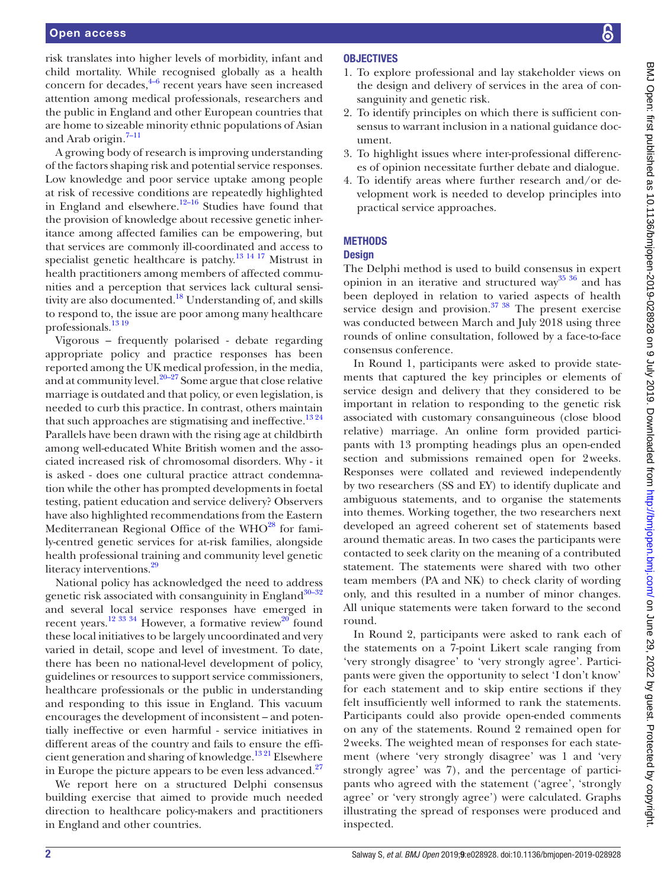risk translates into higher levels of morbidity, infant and child mortality. While recognised globally as a health concern for decades,[4–6] recent years have seen increased attention among medical professionals, researchers and the public in England and other European countries that are home to sizeable minority ethnic populations of Asian and Arab origin.[7–11]

A growing body of research is improving understanding of the factors shaping risk and potential service responses. Low knowledge and poor service uptake among people at risk of recessive conditions are repeatedly highlighted in England and elsewhere.[12–16] Studies have found that the provision of knowledge about recessive genetic inheritance among affected families can be empowering, but that services are commonly ill-coordinated and access to specialist genetic healthcare is patchy.[13 14 17] Mistrust in health practitioners among members of affected communities and a perception that services lack cultural sensitivity are also documented.[18] Understanding of, and skills to respond to, the issue are poor among many healthcare professionals.[13 19]

Vigorous – frequently polarised - debate regarding appropriate policy and practice responses has been reported among the UK medical profession, in the media, and at community level.[20–27] Some argue that close relative marriage is outdated and that policy, or even legislation, is needed to curb this practice. In contrast, others maintain that such approaches are stigmatising and ineffective.[13 24] Parallels have been drawn with the rising age at childbirth among well-educated White British women and the associated increased risk of chromosomal disorders. Why - it is asked - does one cultural practice attract condemnation while the other has prompted developments in foetal testing, patient education and service delivery? Observers have also highlighted recommendations from the Eastern Mediterranean Regional Office of the WHO[28] for family-centred genetic services for at-risk families, alongside health professional training and community level genetic literacy interventions.[29]

National policy has acknowledged the need to address genetic risk associated with consanguinity in England[30–32] and several local service responses have emerged in recent years.[12 33 34] However, a formative review[20] found these local initiatives to be largely uncoordinated and very varied in detail, scope and level of investment. To date, there has been no national-level development of policy, guidelines or resources to support service commissioners, healthcare professionals or the public in understanding and responding to this issue in England. This vacuum encourages the development of inconsistent – and potentially ineffective or even harmful - service initiatives in different areas of the country and fails to ensure the efficient generation and sharing of knowledge.[13 21] Elsewhere in Europe the picture appears to be even less advanced.[27]

We report here on a structured Delphi consensus building exercise that aimed to provide much needed direction to healthcare policy-makers and practitioners in England and other countries.

## OBJECTIVES

1. To explore professional and lay stakeholder views on the design and delivery of services in the area of consanguinity and genetic risk.
2. To identify principles on which there is sufficient consensus to warrant inclusion in a national guidance document.
3. To highlight issues where inter-professional differences of opinion necessitate further debate and dialogue.
4. To identify areas where further research and/or development work is needed to develop principles into practical service approaches.

## METHODS

### Design

The Delphi method is used to build consensus in expert opinion in an iterative and structured way[35 36] and has been deployed in relation to varied aspects of health service design and provision.[37 38] The present exercise was conducted between March and July 2018 using three rounds of online consultation, followed by a face-to-face consensus conference.

In Round 1, participants were asked to provide statements that captured the key principles or elements of service design and delivery that they considered to be important in relation to responding to the genetic risk associated with customary consanguineous (close blood relative) marriage. An online form provided participants with 13 prompting headings plus an open-ended section and submissions remained open for 2 weeks. Responses were collated and reviewed independently by two researchers (SS and EY) to identify duplicate and ambiguous statements, and to organise the statements into themes. Working together, the two researchers next developed an agreed coherent set of statements based around thematic areas. In two cases the participants were contacted to seek clarity on the meaning of a contributed statement. The statements were shared with two other team members (PA and NK) to check clarity of wording only, and this resulted in a number of minor changes. All unique statements were taken forward to the second round.

In Round 2, participants were asked to rank each of the statements on a 7-point Likert scale ranging from 'very strongly disagree' to 'very strongly agree'. Participants were given the opportunity to select 'I don't know' for each statement and to skip entire sections if they felt insufficiently well informed to rank the statements. Participants could also provide open-ended comments on any of the statements. Round 2 remained open for 2 weeks. The weighted mean of responses for each statement (where 'very strongly disagree' was 1 and 'very strongly agree' was 7), and the percentage of participants who agreed with the statement ('agree', 'strongly agree' or 'very strongly agree') were calculated. Graphs illustrating the spread of responses were produced and inspected.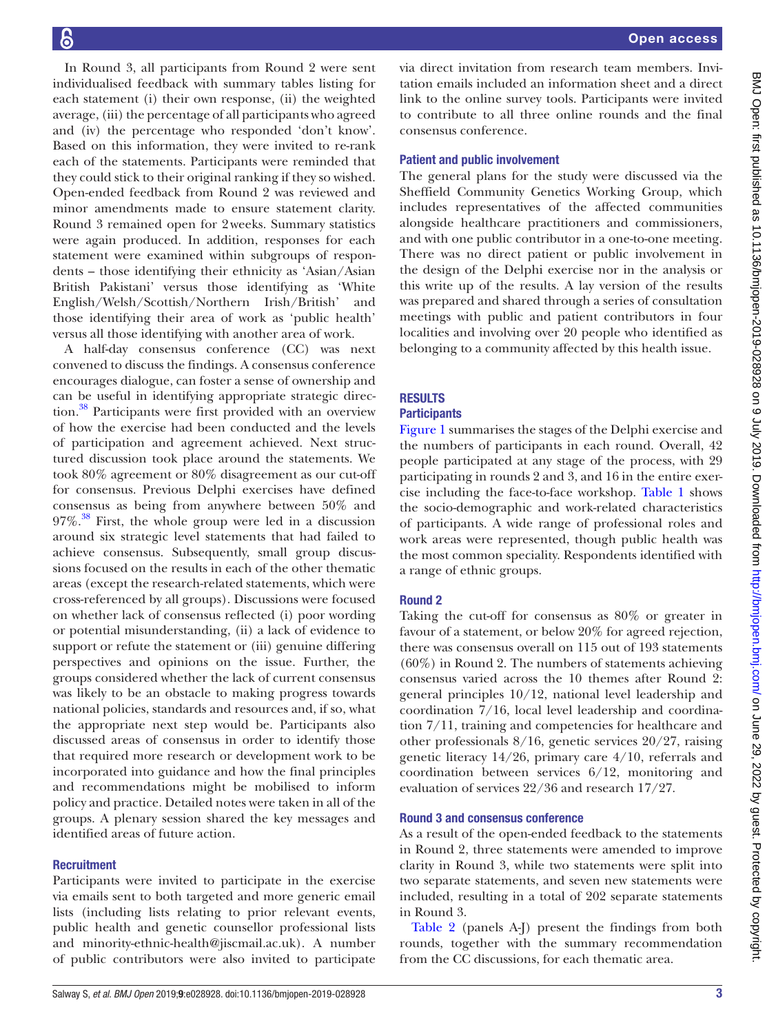In Round 3, all participants from Round 2 were sent individualised feedback with summary tables listing for each statement (i) their own response, (ii) the weighted average, (iii) the percentage of all participants who agreed and (iv) the percentage who responded 'don't know'. Based on this information, they were invited to re-rank each of the statements. Participants were reminded that they could stick to their original ranking if they so wished. Open-ended feedback from Round 2 was reviewed and minor amendments made to ensure statement clarity. Round 3 remained open for 2 weeks. Summary statistics were again produced. In addition, responses for each statement were examined within subgroups of respondents – those identifying their ethnicity as 'Asian/Asian British Pakistani' versus those identifying as 'White English/Welsh/Scottish/Northern Irish/British' and those identifying their area of work as 'public health' versus all those identifying with another area of work.

A half-day consensus conference (CC) was next convened to discuss the findings. A consensus conference encourages dialogue, can foster a sense of ownership and can be useful in identifying appropriate strategic direction.[38] Participants were first provided with an overview of how the exercise had been conducted and the levels of participation and agreement achieved. Next structured discussion took place around the statements. We took 80% agreement or 80% disagreement as our cut-off for consensus. Previous Delphi exercises have defined consensus as being from anywhere between 50% and 97%.[38] First, the whole group were led in a discussion around six strategic level statements that had failed to achieve consensus. Subsequently, small group discussions focused on the results in each of the other thematic areas (except the research-related statements, which were cross-referenced by all groups). Discussions were focused on whether lack of consensus reflected (i) poor wording or potential misunderstanding, (ii) a lack of evidence to support or refute the statement or (iii) genuine differing perspectives and opinions on the issue. Further, the groups considered whether the lack of current consensus was likely to be an obstacle to making progress towards national policies, standards and resources and, if so, what the appropriate next step would be. Participants also discussed areas of consensus in order to identify those that required more research or development work to be incorporated into guidance and how the final principles and recommendations might be mobilised to inform policy and practice. Detailed notes were taken in all of the groups. A plenary session shared the key messages and identified areas of future action.

### Recruitment

Participants were invited to participate in the exercise via emails sent to both targeted and more generic email lists (including lists relating to prior relevant events, public health and genetic counsellor professional lists and minority-ethnic-health@jiscmail.ac.uk). A number of public contributors were also invited to participate via direct invitation from research team members. Invitation emails included an information sheet and a direct link to the online survey tools. Participants were invited to contribute to all three online rounds and the final consensus conference.

### Patient and public involvement

The general plans for the study were discussed via the Sheffield Community Genetics Working Group, which includes representatives of the affected communities alongside healthcare practitioners and commissioners, and with one public contributor in a one-to-one meeting. There was no direct patient or public involvement in the design of the Delphi exercise nor in the analysis or this write up of the results. A lay version of the results was prepared and shared through a series of consultation meetings with public and patient contributors in four localities and involving over 20 people who identified as belonging to a community affected by this health issue.

## RESULTS

### Participants

Figure 1 summarises the stages of the Delphi exercise and the numbers of participants in each round. Overall, 42 people participated at any stage of the process, with 29 participating in rounds 2 and 3, and 16 in the entire exercise including the face-to-face workshop. Table 1 shows the socio-demographic and work-related characteristics of participants. A wide range of professional roles and work areas were represented, though public health was the most common speciality. Respondents identified with a range of ethnic groups.

### Round 2

Taking the cut-off for consensus as 80% or greater in favour of a statement, or below 20% for agreed rejection, there was consensus overall on 115 out of 193 statements (60%) in Round 2. The numbers of statements achieving consensus varied across the 10 themes after Round 2: general principles 10/12, national level leadership and coordination 7/16, local level leadership and coordination 7/11, training and competencies for healthcare and other professionals 8/16, genetic services 20/27, raising genetic literacy 14/26, primary care 4/10, referrals and coordination between services 6/12, monitoring and evaluation of services 22/36 and research 17/27.

### Round 3 and consensus conference

As a result of the open-ended feedback to the statements in Round 2, three statements were amended to improve clarity in Round 3, while two statements were split into two separate statements, and seven new statements were included, resulting in a total of 202 separate statements in Round 3.

Table 2 (panels A-J) present the findings from both rounds, together with the summary recommendation from the CC discussions, for each thematic area.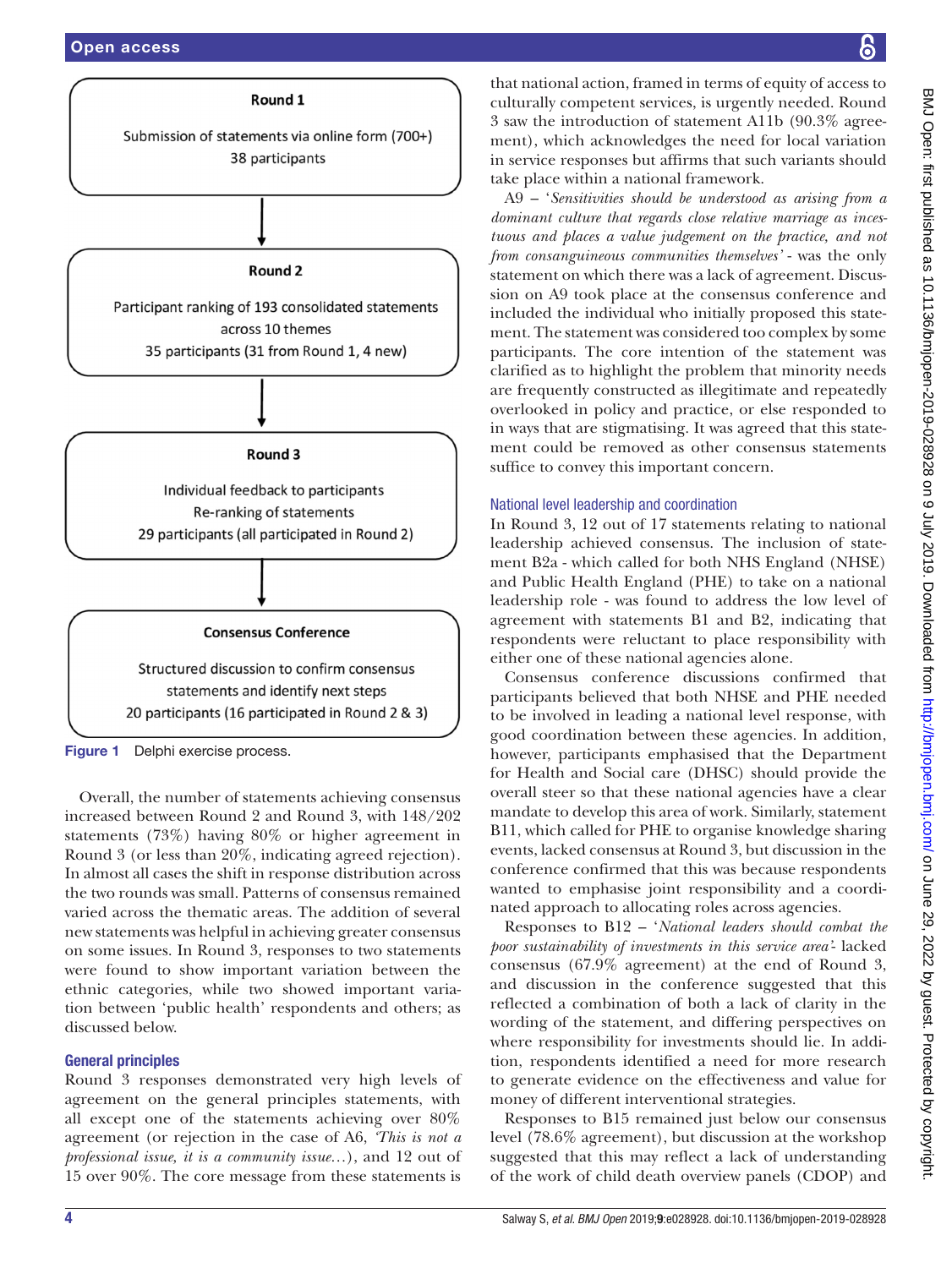**Round 1**

Submission of statements via online form (700+)
38 participants

↓

**Round 2**

Participant ranking of 193 consolidated statements across 10 themes
35 participants (31 from Round 1, 4 new)

↓

**Round 3**

Individual feedback to participants
Re-ranking of statements
29 participants (all participated in Round 2)

↓

**Consensus Conference**

Structured discussion to confirm consensus statements and identify next steps
20 participants (16 participated in Round 2 & 3)

**Figure 1** Delphi exercise process.

Overall, the number of statements achieving consensus increased between Round 2 and Round 3, with 148/202 statements (73%) having 80% or higher agreement in Round 3 (or less than 20%, indicating agreed rejection). In almost all cases the shift in response distribution across the two rounds was small. Patterns of consensus remained varied across the thematic areas. The addition of several new statements was helpful in achieving greater consensus on some issues. In Round 3, responses to two statements were found to show important variation between the ethnic categories, while two showed important variation between 'public health' respondents and others; as discussed below.

### General principles

Round 3 responses demonstrated very high levels of agreement on the general principles statements, with all except one of the statements achieving over 80% agreement (or rejection in the case of A6, *'This is not a professional issue, it is a community issue…*), and 12 out of 15 over 90%. The core message from these statements is that national action, framed in terms of equity of access to culturally competent services, is urgently needed. Round 3 saw the introduction of statement A11b (90.3% agreement), which acknowledges the need for local variation in service responses but affirms that such variants should take place within a national framework.

A9 – '*Sensitivities should be understood as arising from a dominant culture that regards close relative marriage as incestuous and places a value judgement on the practice, and not from consanguineous communities themselves'* - was the only statement on which there was a lack of agreement. Discussion on A9 took place at the consensus conference and included the individual who initially proposed this statement. The statement was considered too complex by some participants. The core intention of the statement was clarified as to highlight the problem that minority needs are frequently constructed as illegitimate and repeatedly overlooked in policy and practice, or else responded to in ways that are stigmatising. It was agreed that this statement could be removed as other consensus statements suffice to convey this important concern.

### National level leadership and coordination

In Round 3, 12 out of 17 statements relating to national leadership achieved consensus. The inclusion of statement B2a - which called for both NHS England (NHSE) and Public Health England (PHE) to take on a national leadership role - was found to address the low level of agreement with statements B1 and B2, indicating that respondents were reluctant to place responsibility with either one of these national agencies alone.

Consensus conference discussions confirmed that participants believed that both NHSE and PHE needed to be involved in leading a national level response, with good coordination between these agencies. In addition, however, participants emphasised that the Department for Health and Social care (DHSC) should provide the overall steer so that these national agencies have a clear mandate to develop this area of work. Similarly, statement B11, which called for PHE to organise knowledge sharing events, lacked consensus at Round 3, but discussion in the conference confirmed that this was because respondents wanted to emphasise joint responsibility and a coordinated approach to allocating roles across agencies.

Responses to B12 – '*National leaders should combat the poor sustainability of investments in this service area*'- lacked consensus (67.9% agreement) at the end of Round 3, and discussion in the conference suggested that this reflected a combination of both a lack of clarity in the wording of the statement, and differing perspectives on where responsibility for investments should lie. In addition, respondents identified a need for more research to generate evidence on the effectiveness and value for money of different interventional strategies.

Responses to B15 remained just below our consensus level (78.6% agreement), but discussion at the workshop suggested that this may reflect a lack of understanding of the work of child death overview panels (CDOP) and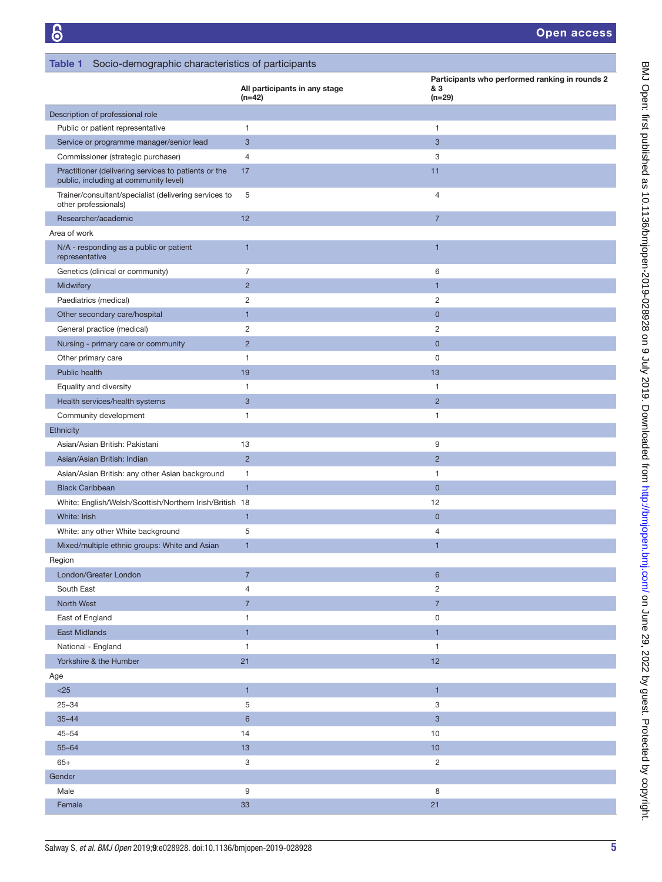**Table 1** Socio-demographic characteristics of participants

| | All participants in any stage (n=42) | Participants who performed ranking in rounds 2 & 3 (n=29) |
|---|---|---|
| **Description of professional role** | | |
| Public or patient representative | 1 | 1 |
| Service or programme manager/senior lead | 3 | 3 |
| Commissioner (strategic purchaser) | 4 | 3 |
| Practitioner (delivering services to patients or the public, including at community level) | 17 | 11 |
| Trainer/consultant/specialist (delivering services to other professionals) | 5 | 4 |
| Researcher/academic | 12 | 7 |
| **Area of work** | | |
| N/A - responding as a public or patient representative | 1 | 1 |
| Genetics (clinical or community) | 7 | 6 |
| Midwifery | 2 | 1 |
| Paediatrics (medical) | 2 | 2 |
| Other secondary care/hospital | 1 | 0 |
| General practice (medical) | 2 | 2 |
| Nursing - primary care or community | 2 | 0 |
| Other primary care | 1 | 0 |
| Public health | 19 | 13 |
| Equality and diversity | 1 | 1 |
| Health services/health systems | 3 | 2 |
| Community development | 1 | 1 |
| **Ethnicity** | | |
| Asian/Asian British: Pakistani | 13 | 9 |
| Asian/Asian British: Indian | 2 | 2 |
| Asian/Asian British: any other Asian background | 1 | 1 |
| Black Caribbean | 1 | 0 |
| White: English/Welsh/Scottish/Northern Irish/British | 18 | 12 |
| White: Irish | 1 | 0 |
| White: any other White background | 5 | 4 |
| Mixed/multiple ethnic groups: White and Asian | 1 | 1 |
| **Region** | | |
| London/Greater London | 7 | 6 |
| South East | 4 | 2 |
| North West | 7 | 7 |
| East of England | 1 | 0 |
| East Midlands | 1 | 1 |
| National - England | 1 | 1 |
| Yorkshire & the Humber | 21 | 12 |
| **Age** | | |
| <25 | 1 | 1 |
| 25–34 | 5 | 3 |
| 35–44 | 6 | 3 |
| 45–54 | 14 | 10 |
| 55–64 | 13 | 10 |
| 65+ | 3 | 2 |
| **Gender** | | |
| Male | 9 | 8 |
| Female | 33 | 21 |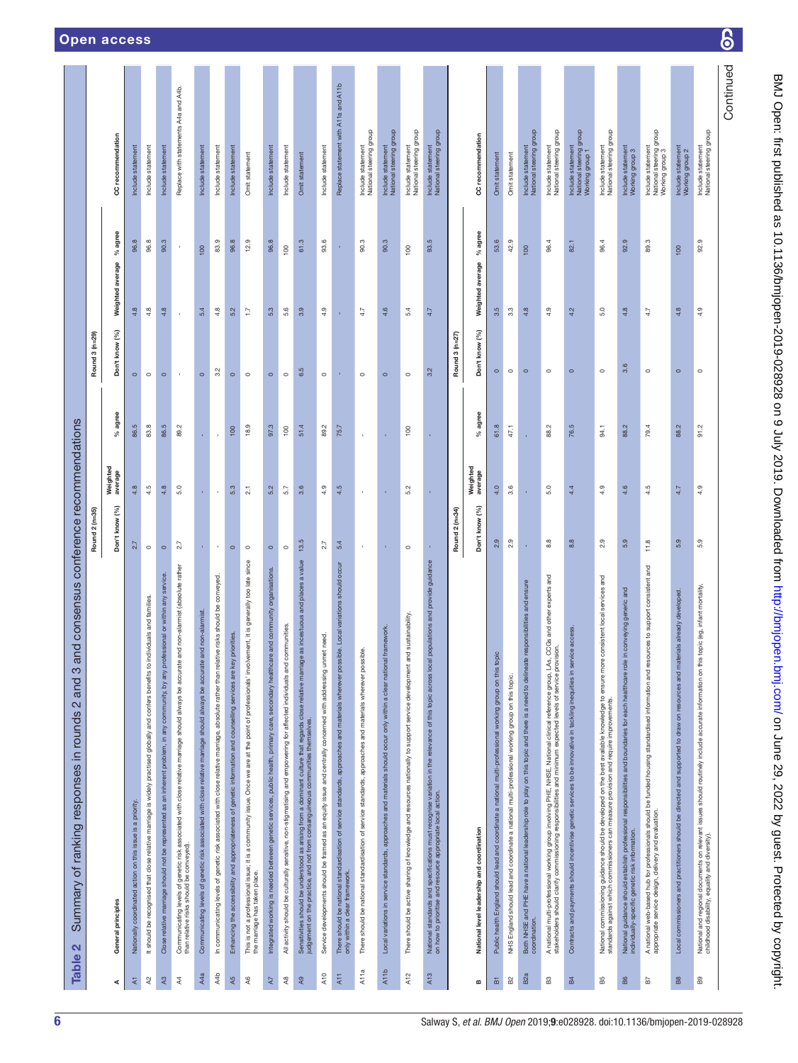**Table 2** Summary of ranking responses in rounds 2 and 3 and consensus conference recommendations

| A | General principles | Round 2 (n=35) Don't know (%) | Round 2 Weighted average | Round 2 % agree | Round 3 (n=29) Don't know (%) | Round 3 Weighted average | Round 3 % agree | CC recommendation |
|---|---|---|---|---|---|---|---|---|
| A1 | Nationally coordinated action on this issue is a priority. | 2.7 | 4.8 | 86.5 | 0 | 4.8 | 96.8 | Include statement |
| A2 | It should be recognised that close relative marriage is widely practised globally and confers benefits to individuals and families. | 0 | 4.5 | 83.8 | 0 | 4.8 | 96.8 | Include statement |
| A3 | Close relative marriage should not be represented as an inherent problem, in any community, by any professional or within any service. | 0 | 4.8 | 86.5 | 0 | 4.8 | 90.3 | Include statement |
| A4 | Communicating levels of genetic risk associated with close relative marriage should always be accurate and non-alarmist (absolute rather than relative risks should be conveyed). | 2.7 | 5.0 | 89.2 | - | - | - | Replace with statements A4a and A4b. |
| A4a | Communicating levels of genetic risk associated with close relative marriage should always be accurate and non-alarmist. | - | - | - | 0 | 5.4 | 100 | Include statement |
| A4b | In communicating levels of genetic risk associated with close relative marriage, absolute rather than relative risks should be conveyed. | - | - | - | 3.2 | 4.8 | 83.9 | Include statement |
| A5 | Enhancing the accessibility and appropriateness of genetic information and counselling services are key priorities. | 0 | 5.3 | 100 | 0 | 5.2 | 96.8 | Include statement |
| A6 | This is not a professional issue; it is a community issue. Once we are at the point of professionals' involvement, it is generally too late since the marriage has taken place. | 0 | 2.1 | 18.9 | 0 | 1.7 | 12.9 | Omit statement |
| A7 | Integrated working is needed between genetic services, public health, primary care, secondary healthcare and community organisations. | 0 | 5.2 | 97.3 | 0 | 5.3 | 96.8 | Include statement |
| A8 | All activity should be culturally sensitive, non-stigmatising and empowering for affected individuals and communities. | 0 | 5.7 | 100 | 0 | 5.6 | 100 | Include statement |
| A9 | Sensitivities should be understood as arising from a dominant culture that regards close relative marriage as incestuous and places a value judgement on the practice, and not from consanguineous communities themselves. | 13.5 | 3.6 | 51.4 | 6.5 | 3.9 | 61.3 | Omit statement |
| A10 | Service developments should be framed as an equity issue and centrally concerned with addressing unmet need. | 2.7 | 4.9 | 89.2 | 0 | 4.9 | 93.6 | Include statement |
| A11 | There should be national standardisation of service standards, approaches and materials wherever possible. Local variations should occur only within a clear framework. | 5.4 | 4.5 | 75.7 | - | - | - | Replace statement with A11a and A11b |
| A11a | There should be national standardisation of service standards, approaches and materials wherever possible. | - | - | - | 0 | 4.7 | 90.3 | Include statement National steering group |
| A11b | Local variations in service standards, approaches and materials should occur only within a clear national framework. | - | - | - | 0 | 4.6 | 90.3 | Include statement National steering group |
| A12 | There should be active sharing of knowledge and resources nationally to support service development and sustainability. | 0 | 5.2 | 100 | 0 | 5.4 | 100 | Include statement National steering group |
| A13 | National standards and specifications must recognise variation in the relevance of this topic across local populations and provide guidance on how to prioritise and resource appropriate local action. | - | - | - | 3.2 | 4.7 | 93.5 | Include statement National steering group |
| **B** | **National level leadership and coordination** | **Round 2 (n=34) Don't know (%)** | **Weighted average** | **% agree** | **Round 3 (n=27) Don't know (%)** | **Weighted average** | **% agree** | **CC recommendation** |
| B1 | Public Health England should lead and coordinate a national multi-professional working group on this topic | 2.9 | 4.0 | 61.8 | 0 | 3.5 | 53.6 | Omit statement |
| B2 | NHS England should lead and coordinate a national multi-professional working group on this topic. | 2.9 | 3.6 | 47.1 | 0 | 3.3 | 42.9 | Omit statement |
| B2a | Both NHSE and PHE have a national leadership role to play on this topic and there is a need to delineate responsibilities and ensure coordination. | - | - | - | 0 | 4.8 | 100 | Include statement National steering group |
| B3 | A national multi-professional working group involving PHE, NHSE, National clinical reference group, LAs, CCGs and other experts and stakeholders should clarify commissioning responsibilities and minimum expected levels of service provision. | 8.8 | 5.0 | 88.2 | 0 | 4.9 | 96.4 | Include statement National steering group |
| B4 | Contracts and payments should incentivise genetic services to be innovative in tackling inequities in service access. | 8.8 | 4.4 | 76.5 | 0 | 4.2 | 82.1 | Include statement National steering group Working group 1 |
| B5 | National commissioning guidance should be developed on the best available knowledge to ensure more consistent local services and standards against which commissioners can measure provision and require improvements. | 2.9 | 4.9 | 94.1 | 0 | 5.0 | 96.4 | Include statement National steering group |
| B6 | National guidance should establish professional responsibilities and boundaries for each healthcare role in conveying generic and individually-specific genetic risk information. | 5.9 | 4.6 | 88.2 | 3.6 | 4.8 | 92.9 | Include statement Working group 3 |
| B7 | A national web-based hub for professionals should be funded housing standardised information and resources to support consistent and appropriate service design, delivery and evaluation. | 11.8 | 4.5 | 79.4 | 0 | 4.7 | 89.3 | Include statement National steering group Working group 3 |
| B8 | Local commissioners and practitioners should be directed and supported to draw on resources and materials already developed. | 5.9 | 4.7 | 88.2 | 0 | 4.8 | 100 | Include statement Working group 2 |
| B9 | National and regional documents on relevant issues should routinely include accurate information on this topic (eg, infant mortality, childhood disability, equality and diversity). | 5.9 | 4.9 | 91.2 | 0 | 4.9 | 92.9 | Include statement National steering group |

Continued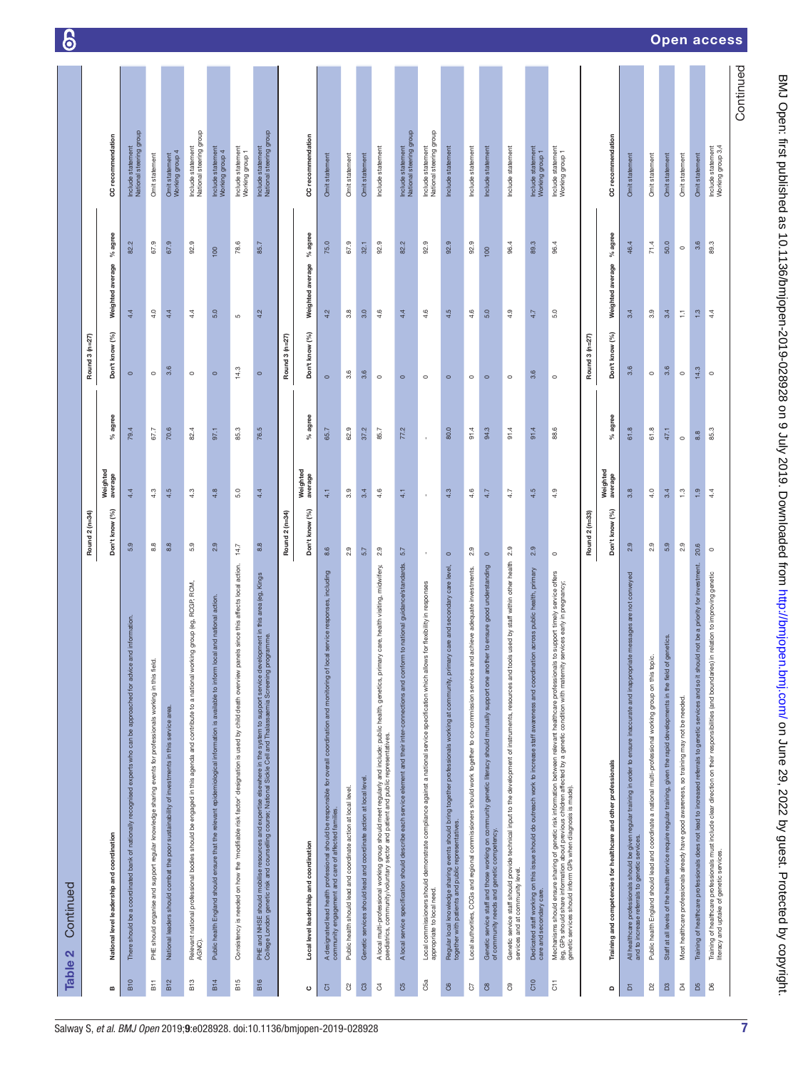**Table 2 Continued**

| B | National level leadership and coordination | Round 2 (n=34) Don't know (%) | Round 2 Weighted average | Round 2 % agree | Round 3 (n=27) Don't know (%) | Round 3 Weighted average | Round 3 % agree | CC recommendation |
|---|---|---|---|---|---|---|---|---|
| B10 | There should be a coordinated bank of nationally recognised experts who can be approached for advice and information. | 5.9 | 4.4 | 79.4 | 0 | 4.4 | 82.2 | Include statement National steering group |
| B11 | PHE should organise and support regular knowledge sharing events for professionals working in this field. | 8.8 | 4.3 | 67.7 | 0 | 4.0 | 67.9 | Omit statement |
| B12 | National leaders should combat the poor sustainability of investments in this service area. | 8.8 | 4.5 | 70.6 | 3.6 | 4.4 | 67.9 | Omit statement Working group 4 |
| B13 | Relevant national professional bodies should be engaged in this agenda and contribute to a national working group (eg, RCGP, RCM, AGNC). | 5.9 | 4.3 | 82.4 | 0 | 4.4 | 92.9 | Include statement National steering group |
| B14 | Public Health England should ensure that the relevant epidemiological information is available to inform local and national action. | 2.9 | 4.8 | 97.1 | 0 | 5.0 | 100 | Include statement Working group 4 |
| B15 | Consistency is needed on how the 'modifiable risk factor' designation is used by child death overview panels since this affects local action. | 14.7 | 5.0 | 85.3 | 14.3 | 5 | 78.6 | Include statement Working group 1 |
| B16 | PHE and NHSE should mobilise resources and expertise elsewhere in the system to support service development in this area (eg, Kings College London genetic risk and counselling course; National Sickle Cell and Thalassaemia Screening programme. | 8.8 | 4.4 | 76.5 | 0 | 4.2 | 85.7 | Include statement National steering group |

| C | Local level leadership and coordination | Round 2 (n=34) Don't know (%) | Round 2 Weighted average | Round 2 % agree | Round 3 (n=27) Don't know (%) | Round 3 Weighted average | Round 3 % agree | CC recommendation |
|---|---|---|---|---|---|---|---|---|
| C1 | A designated lead health professional should be responsible for overall coordination and monitoring of local service responses, including community engagement and care of affected families. | 8.6 | 4.1 | 65.7 | 0 | 4.2 | 75.0 | Omit statement |
| C2 | Public health should lead and coordinate action at local level. | 2.9 | 3.9 | 62.9 | 3.6 | 3.8 | 67.9 | Omit statement |
| C3 | Genetic services should lead and coordinate action at local level. | 5.7 | 3.4 | 37.2 | 3.6 | 3.0 | 32.1 | Omit statement |
| C4 | A local multi-professional working group should meet regularly and include: public health, genetics, primary care, health visiting, midwifery, paediatrics, community/voluntary sector and patient and public representatives. | 2.9 | 4.6 | 85.7 | 0 | 4.6 | 92.9 | Include statement |
| C5 | A local service specification should describe each service element and their inter-connections and conform to national guidance/standards. | 5.7 | 4.1 | 77.2 | 0 | 4.4 | 82.2 | Include statement National steering group |
| C5a | Local commissioners should demonstrate compliance against a national service specification which allows for flexibility in responses appropriate to local need. | - | - | - | 0 | 4.6 | 92.9 | Include statement National steering group |
| C6 | Regular local knowledge sharing events should bring together professionals working at community, primary care and secondary care level, together with patients and public representatives. | 0 | 4.3 | 80.0 | 0 | 4.5 | 92.9 | Include statement |
| C7 | Local authorities, CCGs and regional commissioners should work together to co-commission services and achieve adequate investments. | 2.9 | 4.6 | 91.4 | 0 | 4.6 | 92.9 | Include statement |
| C8 | Genetic service staff and those working on community genetic literacy should mutually support one another to ensure good understanding of community needs and genetic competency. | 0 | 4.7 | 94.3 | 0 | 5.0 | 100 | Include statement |
| C9 | Genetic service staff should provide technical input to the development of instruments, resources and tools used by staff within other health services and at community level. | 2.9 | 4.7 | 91.4 | 0 | 4.9 | 96.4 | Include statement |
| C10 | Dedicated staff working on this issue should do outreach work to increase staff awareness and coordination across public health, primary care and secondary care. | 2.9 | 4.5 | 91.4 | 3.6 | 4.7 | 89.3 | Include statement Working group 1 |
| C11 | Mechanisms should ensure sharing of genetic risk information between relevant healthcare professionals to support timely service offers (eg, GPs should share information about previous children affected by a genetic condition with maternity services early in pregnancy; genetic services should inform GPs when diagnosis is made). | 0 | 4.9 | 88.6 | 0 | 5.0 | 96.4 | Include statement Working group 1 |

| D | Training and competencies for healthcare and other professionals | Round 2 (n=33) Don't know (%) | Round 2 Weighted average | Round 2 % agree | Round 3 (n=27) Don't know (%) | Round 3 Weighted average | Round 3 % agree | CC recommendation |
|---|---|---|---|---|---|---|---|---|
| D1 | All healthcare professionals should be given regular training in order to ensure inaccurate and inappropriate messages are not conveyed and to increase referrals to genetic services. | 2.9 | 3.8 | 61.8 | 3.6 | 3.4 | 46.4 | Omit statement |
| D2 | Public health England should lead and coordinate a national multi-professional working group on this topic. | 2.9 | 4.0 | 61.8 | 0 | 3.9 | 71.4 | Omit statement |
| D3 | Staff at all levels of the health service require regular training, given the rapid developments in the field of genetics. | 5.9 | 3.4 | 47.1 | 3.6 | 3.4 | 50.0 | Omit statement |
| D4 | Most healthcare professionals already have good awareness, so training may not be needed. | 2.9 | 1.3 | 0 | 0 | 1.1 | 0 | Omit statement |
| D5 | Training of healthcare professionals does not lead to increased referrals to genetic services and so it should not be a priority for investment. | 20.6 | 1.9 | 8.8 | 14.3 | 1.3 | 3.6 | Omit statement |
| D6 | Training of healthcare professionals must include clear direction on their responsibilities (and boundaries) in relation to improving genetic literacy and uptake of genetic services. | 0 | 4.4 | 85.3 | 0 | 4.4 | 89.3 | Include statement Working group 3,4 |

Continued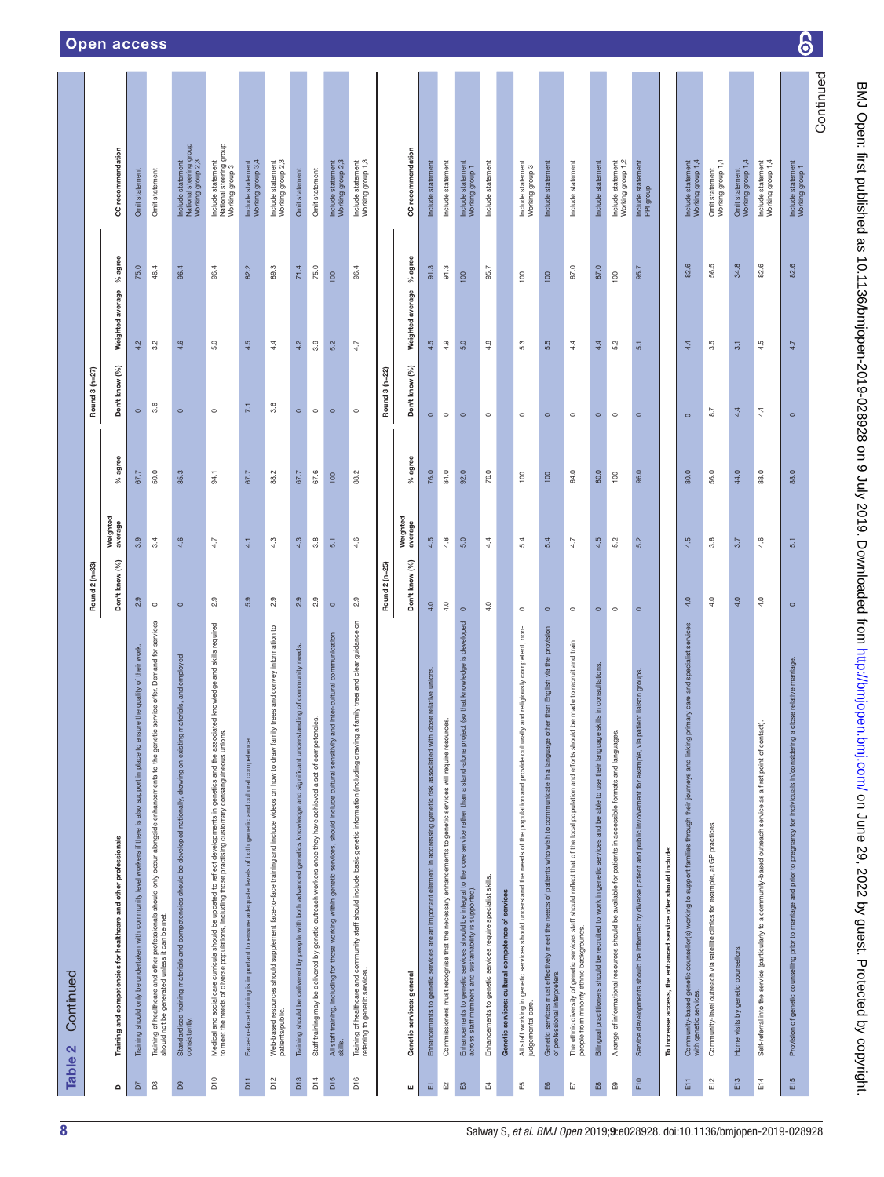**Table 2** Continued

| D | Training and competencies for healthcare and other professionals | Round 2 (n=33) | | | Round 3 (n=27) | | | CC recommendation |
|---|---|---|---|---|---|---|---|---|
| | | Don't know (%) | Weighted average | % agree | Don't know (%) | Weighted average | % agree | |
| D7 | Training should only be undertaken with community level workers if there is also support in place to ensure the quality of their work. | 2.9 | 3.9 | 67.7 | 0 | 4.2 | 75.0 | Omit statement |
| D8 | Training of healthcare and other professionals should only occur alongside enhancements to the genetic service offer. Demand for services should not be generated unless it can be met. | 0 | 3.4 | 50.0 | 3.6 | 3.2 | 46.4 | Omit statement |
| D9 | Standardised training materials and competencies should be developed nationally, drawing on existing materials, and employed consistently. | 0 | 4.6 | 85.3 | 0 | 4.6 | 96.4 | Include statement National steering group Working group 2,3 |
| D10 | Medical and social care curricula should be updated to reflect developments in genetics and the associated knowledge and skills required to meet the needs of diverse populations, including those practising customary consanguineous unions. | 2.9 | 4.7 | 94.1 | 0 | 5.0 | 96.4 | Include statement National steering group Working group 3 |
| D11 | Face-to-face training is important to ensure adequate levels of both genetic and cultural competence. | 5.9 | 4.1 | 67.7 | 7.1 | 4.5 | 82.2 | Include statement Working group 3,4 |
| D12 | Web-based resources should supplement face-to-face training and include videos on how to draw family trees and convey information to patients/public. | 2.9 | 4.3 | 88.2 | 3.6 | 4.4 | 89.3 | Include statement Working group 2,3 |
| D13 | Training should be delivered by people with both advanced genetics knowledge and significant understanding of community needs. | 2.9 | 4.3 | 67.7 | 0 | 4.2 | 71.4 | Omit statement |
| D14 | Staff training may be delivered by genetic outreach workers once they have achieved a set of competencies. | 2.9 | 3.8 | 67.6 | 0 | 3.9 | 75.0 | Omit statement |
| D15 | All staff training, including for those working within genetic services, should include cultural sensitivity and inter-cultural communication skills. | 0 | 5.1 | 100 | 0 | 5.2 | 100 | Include statement Working group 2,3 |
| D16 | Training of healthcare and community staff should include basic genetic information (including drawing a family tree) and clear guidance on referring to genetic services. | 2.9 | 4.6 | 88.2 | 0 | 4.7 | 96.4 | Include statement Working group 1,3 |

| E | Genetic services: general | Round 2 (n=25) | | | Round 3 (n=22) | | | CC recommendation |
|---|---|---|---|---|---|---|---|---|
| | | Don't know (%) | Weighted average | % agree | Don't know (%) | Weighted average | % agree | |
| E1 | Enhancements to genetic services are an important element in addressing genetic risk associated with close relative unions. | 4.0 | 4.5 | 76.0 | 0 | 4.5 | 91.3 | Include statement |
| E2 | Commissioners must recognise that the necessary enhancements to genetic services will require resources. | 4.0 | 4.8 | 84.0 | 0 | 4.9 | 91.3 | Include statement |
| E3 | Enhancements to genetic services should be integral to the core service rather than a stand-alone project (so that knowledge is developed across staff members and sustainability is supported). | 0 | 5.0 | 92.0 | 0 | 5.0 | 100 | Include statement Working group 1 |
| E4 | Enhancements to genetic services require specialist skills. | 4.0 | 4.4 | 76.0 | 0 | 4.8 | 95.7 | Include statement |
| | **Genetic services: cultural competence of services** | | | | | | | |
| E5 | All staff working in genetic services should understand the needs of the population and provide culturally and religiously competent, non-judgemental care. | 0 | 5.4 | 100 | 0 | 5.3 | 100 | Include statement Working group 3 |
| E6 | Genetic services must effectively meet the needs of patients who wish to communicate in a language other than English via the provision of professional interpreters. | 0 | 5.4 | 100 | 0 | 5.5 | 100 | Include statement |
| E7 | The ethnic diversity of genetic services staff should reflect that of the local population and efforts should be made to recruit and train people from minority ethnic backgrounds. | 0 | 4.7 | 84.0 | 0 | 4.4 | 87.0 | Include statement |
| E8 | Bilingual practitioners should be recruited to work in genetic services and be able to use their language skills in consultations. | 0 | 4.5 | 80.0 | 0 | 4.4 | 87.0 | Include statement |
| E9 | A range of informational resources should be available for patients in accessible formats and languages. | 0 | 5.2 | 100 | 0 | 5.2 | 100 | Include statement Working group 1,2 |
| E10 | Service developments should be informed by diverse patient and public involvement for example, via patient liaison groups. | 0 | 5.2 | 96.0 | 0 | 5.1 | 95.7 | Include statement PPI group |
| | **To increase access, the enhanced service offer should include:** | | | | | | | |
| E11 | Community-based genetic counsellor(s) working to support families through their journeys and linking primary care and specialist services with genetic services. | 4.0 | 4.5 | 80.0 | 0 | 4.4 | 82.6 | Include statement Working group 1,4 |
| E12 | Community-level outreach via satellite clinics for example, at GP practices. | 4.0 | 3.8 | 56.0 | 8.7 | 3.5 | 56.5 | Omit statement Working group 1,4 |
| E13 | Home visits by genetic counsellors. | 4.0 | 3.7 | 44.0 | 4.4 | 3.1 | 34.8 | Omit statement Working group 1,4 |
| E14 | Self-referral into the service (particularly to a community-based outreach service as a first point of contact). | 4.0 | 4.6 | 88.0 | 4.4 | 4.5 | 82.6 | Include statement Working group 1,4 |
| E15 | Provision of genetic counselling prior to marriage and prior to pregnancy for individuals in/considering a close relative marriage. | 0 | 5.1 | 88.0 | 0 | 4.7 | 82.6 | Include statement Working group 1 |

Continued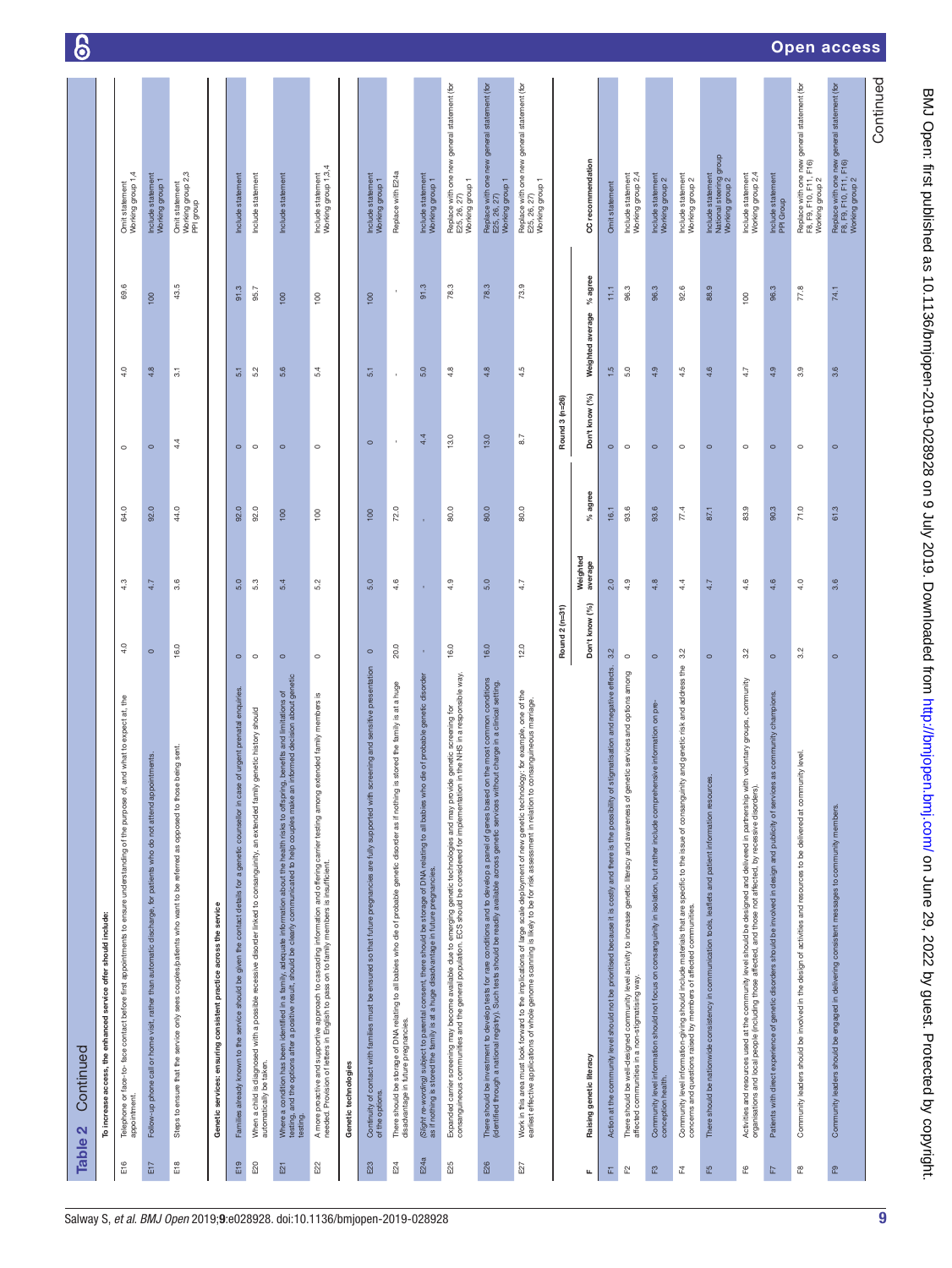**Table 2** Continued

| | | Round 2 (n=31) | | | Round 3 (n=26) | | | CC recommendation |
|---|---|---|---|---|---|---|---|---|
| | | Don't know (%) | Weighted average | % agree | Don't know (%) | Weighted average | % agree | |
| | **To increase access, the enhanced service offer should include:** | | | | | | | |
| E16 | Telephone or face-to- face contact before first appointments to ensure understanding of the purpose of, and what to expect at, the appointment. | 4.0 | 4.3 | 64.0 | 0 | 4.0 | 69.6 | Omit statement Working group 1,4 |
| E17 | Follow-up phone call or home visit, rather than automatic discharge, for patients who do not attend appointments. | 0 | 4.7 | 92.0 | 0 | 4.8 | 100 | Include statement Working group 1 |
| E18 | Steps to ensure that the service only sees couples/patients who want to be referred as opposed to those being sent. | 16.0 | 3.6 | 44.0 | 4.4 | 3.1 | 43.5 | Omit statement Working group 2,3 PPI group |
| | **Genetic services: ensuring consistent practice across the service** | | | | | | | |
| E19 | Families already known to the service should be given the contact details for a genetic counsellor in case of urgent prenatal enquiries. | 0 | 5.0 | 92.0 | 0 | 5.1 | 91.3 | Include statement |
| E20 | When a child is diagnosed with a possible recessive disorder linked to consanguinity, an extended family genetic history should automatically be taken. | 0 | 5.3 | 92.0 | 0 | 5.2 | 95.7 | Include statement |
| E21 | Where a condition has been identified in a family, adequate information about the health risks to offspring, benefits and limitations of testing, and the options after a positive result, should be clearly communicated to help couples make an informed decision about genetic testing. | 0 | 5.4 | 100 | 0 | 5.6 | 100 | Include statement |
| E22 | A more proactive and supportive approach to cascading information and offering carrier testing among extended family members is needed. Provision of letters in English to pass on to family members is insufficient. | 0 | 5.2 | 100 | 0 | 5.4 | 100 | Include statement Working group 1,3,4 |
| | **Genetic technologies** | | | | | | | |
| E23 | Continuity of contact with families must be ensured so that future pregnancies are fully supported with screening and sensitive presentation of the options. | 0 | 5.0 | 100 | 0 | 5.1 | 100 | Include statement Working group 1 |
| E24 | There should be storage of DNA relating to all babies who die of probable genetic disorder as if nothing is stored the family is at a huge disadvantage in future pregnancies. | 20.0 | 4.6 | 72.0 | - | - | - | Replace with E24a |
| E24a | *(Slight re-wording)* subject to parental consent, there should be storage of DNA relating to all babies who die of probable genetic disorder as if nothing is stored the family is at a huge disadvantage in future pregnancies. | - | - | - | 4.4 | 5.0 | 91.3 | Include statement Working group 1 |
| E25 | Expanded carrier screening may become available due to emerging genetic technologies and may provide genetic screening for consanguineous communities and the general population. ECS should be considered for implementation in the NHS in a responsible way. | 16.0 | 4.9 | 80.0 | 13.0 | 4.8 | 78.3 | Replace with one new general statement (for E25, 26, 27) Working group 1 |
| E26 | There should be investment to develop tests for rare conditions and to develop a panel of genes based on the most common conditions (identified through a national registry). Such tests should be readily available across genetic services without charge in a clinical setting. | 16.0 | 5.0 | 80.0 | 13.0 | 4.8 | 78.3 | Replace with one new general statement (for E25, 26, 27) Working group 1 |
| E27 | Work in this area must look forward to the implications of large scale deployment of new genetic technology: for example, one of the earliest effective applications of whole genome scanning is likely to be for risk assessment in relation to consanguineous marriage. | 12.0 | 4.7 | 80.0 | 8.7 | 4.5 | 73.9 | Replace with one new general statement (for E25, 26, 27) Working group 1 |
| **F** | **Raising genetic literacy** | | | | | | | |
| F1 | Action at the community level should not be prioritised because it is costly and there is the possibility of stigmatisation and negative effects. | 3.2 | 2.0 | 16.1 | 0 | 1.5 | 11.1 | Omit statement |
| F2 | There should be well-designed community level activity to increase genetic literacy and awareness of genetic services and options among affected communities in a non-stigmatising way. | 0 | 4.9 | 93.6 | 0 | 5.0 | 96.3 | Include statement Working group 2,4 |
| F3 | Community level information should not focus on consanguinity in isolation, but rather include comprehensive information on pre-conception health. | 0 | 4.8 | 93.6 | 0 | 4.9 | 96.3 | Include statement Working group 2 |
| F4 | Community level information-giving should include materials that are specific to the issue of consanguinity and genetic risk and address the concerns and questions raised by members of affected communities. | 3.2 | 4.4 | 77.4 | 0 | 4.5 | 92.6 | Include statement Working group 2 |
| F5 | There should be nationwide consistency in communication tools, leaflets and patient information resources. | 0 | 4.7 | 87.1 | 0 | 4.6 | 88.9 | Include statement National steering group Working group 2 |
| F6 | Activities and resources used at the community level should be designed and delivered in partnership with voluntary groups, community organisations and local people (including those affected, and those not affected, by recessive disorders). | 3.2 | 4.6 | 83.9 | 0 | 4.7 | 100 | Include statement Working group 2,4 |
| F7 | Patients with direct experience of genetic disorders should be involved in design and publicity of services as community champions. | 0 | 4.6 | 90.3 | 0 | 4.9 | 96.3 | Include statement PPI Group |
| F8 | Community leaders should be involved in the design of activities and resources to be delivered at community level. | 3.2 | 4.0 | 71.0 | 0 | 3.9 | 77.8 | Replace with one new general statement (for F8, F9, F10, F11, F16) Working group 2 |
| F9 | Community leaders should be engaged in delivering consistent messages to community members. | 0 | 3.6 | 61.3 | 0 | 3.6 | 74.1 | Replace with one new general statement (for F8, F9, F10, F11, F16) Working group 2 |

Continued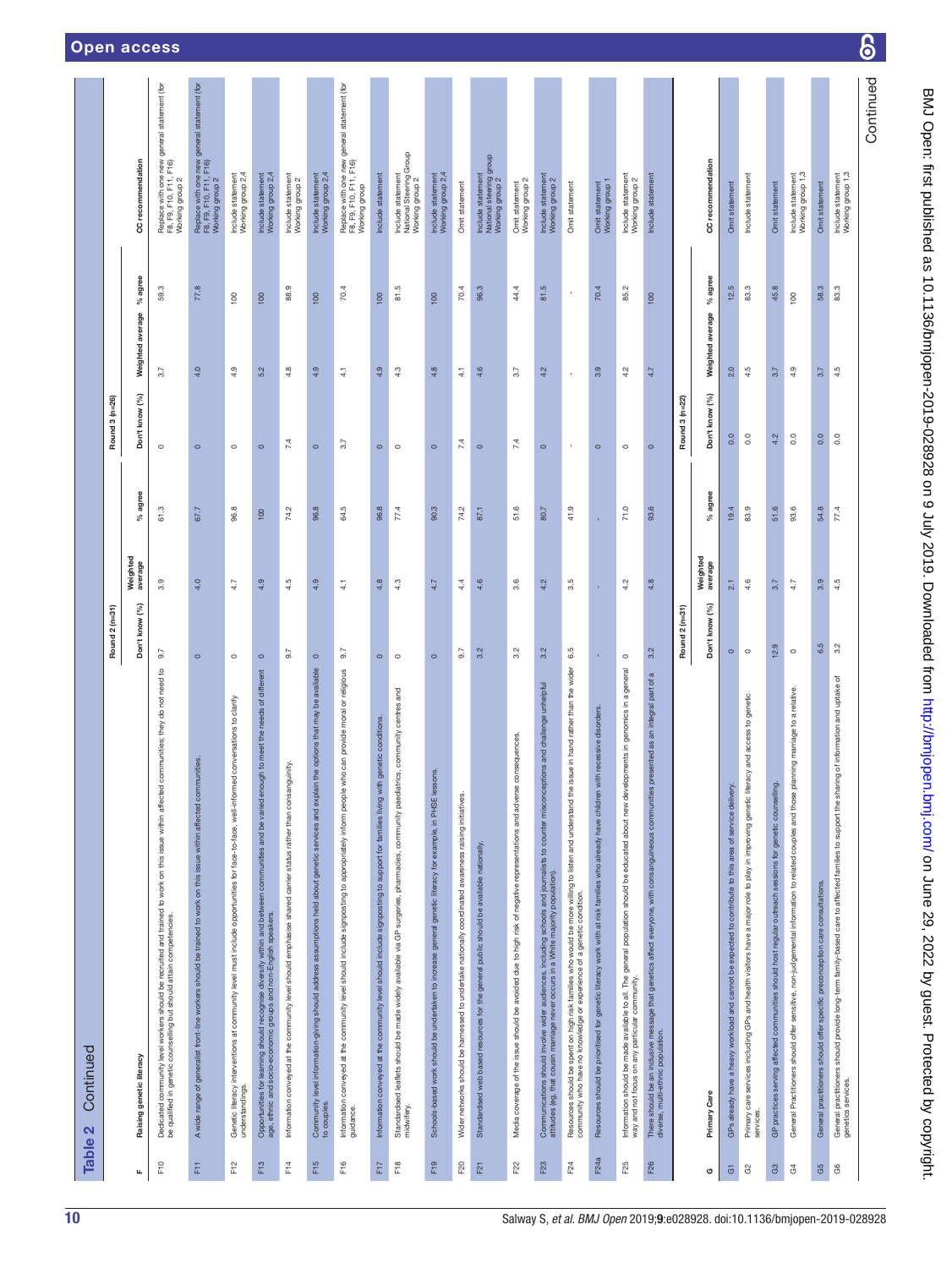**Table 2** Continued

| F | Raising genetic literacy | Round 2 (n=31) Don't know (%) | Weighted average | % agree | Round 3 (n=26) Don't know (%) | Weighted average | % agree | CC recommendation |
|---|---|---|---|---|---|---|---|---|
| F10 | Dedicated community level workers should be recruited and trained to work on this issue within affected communities; they do not need to be qualified in genetic counselling but should attain competencies. | 9.7 | 3.9 | 61.3 | 0 | 3.7 | 59.3 | Replace with one new general statement (for F8, F9, F10, F11, F16) Working group 2 |
| F11 | A wide range of generalist front-line workers should be trained to work on this issue within affected communities. | 0 | 4.0 | 67.7 | 0 | 4.0 | 77.8 | Replace with one new general statement (for F8, F9, F10, F11, F16) Working group 2 |
| F12 | Genetic literacy interventions at community level must include opportunities for face-to-face, well-informed conversations to clarify understandings. | 0 | 4.7 | 96.8 | 0 | 4.9 | 100 | Include statement Working group 2,4 |
| F13 | Opportunities for learning should recognise diversity within and between communities and be varied enough to meet the needs of different age, ethnic and socio-economic groups and non-English speakers. | 0 | 4.9 | 100 | 0 | 5.2 | 100 | Include statement Working group 2,4 |
| F14 | Information conveyed at the community level should emphasise shared carrier status rather than consanguinity. | 9.7 | 4.5 | 74.2 | 7.4 | 4.8 | 88.9 | Include statement Working group 2 |
| F15 | Community level information-giving should address assumptions held about genetic services and explain the options that may be available to couples. | 0 | 4.9 | 96.8 | 0 | 4.9 | 100 | Include statement Working group 2,4 |
| F16 | Information conveyed at the community level should include signposting to appropriately inform people who can provide moral or religious guidance. | 9.7 | 4.1 | 64.5 | 3.7 | 4.1 | 70.4 | Replace with one new general statement (for F8, F9, F10, F11, F16) Working group |
| F17 | Information conveyed at the community level should include signposting to support for families living with genetic conditions. | 0 | 4.8 | 96.8 | 0 | 4.9 | 100 | Include statement |
| F18 | Standardised leaflets should be made widely available via GP surgeries, pharmacies, community paediatrics, community centres and midwifery. | 0 | 4.3 | 77.4 | 0 | 4.3 | 81.5 | Include statement National Steering Group Working group 2 |
| F19 | Schools-based work should be undertaken to increase general genetic literacy for example, in PHSE lessons. | 0 | 4.7 | 90.3 | 0 | 4.8 | 100 | Include statement Working group 2,4 |
| F20 | Wider networks should be harnessed to undertake nationally coordinated awareness raising initiatives. | 9.7 | 4.4 | 74.2 | 7.4 | 4.1 | 70.4 | Omit statement |
| F21 | Standardised web based resources for the general public should be available nationally. | 3.2 | 4.6 | 87.1 | 0 | 4.6 | 96.3 | Include statement National steering group Working group 2 |
| F22 | Media coverage of the issue should be avoided due to high risk of negative representations and adverse consequences. | 3.2 | 3.6 | 51.6 | 7.4 | 3.7 | 44.4 | Omit statement Working group 2 |
| F23 | Communications should involve wider audiences, including schools and journalists to counter misconceptions and challenge unhelpful attitudes (eg, that cousin marriage never occurs in a White majority population). | 3.2 | 4.2 | 80.7 | 0 | 4.2 | 81.5 | Include statement Working group 2 |
| F24 | Resources should be spent on high risk families who would be more willing to listen and understand the issue in hand rather than the wider community who have no knowledge or experience of a genetic condition. | 6.5 | 3.5 | 41.9 | - | - | - | Omit statement |
| F24a | Resources should be prioritised for genetic literacy work with at risk families who already have children with recessive disorders. | - | - | - | 0 | 3.9 | 70.4 | Omit statement Working group 1 |
| F25 | Information should be made available to all. The general population should be educated about new developments in genomics in a general way and not focus on any particular community. | 0 | 4.2 | 71.0 | 0 | 4.2 | 85.2 | Include statement Working group 2 |
| F26 | There should be an inclusive message that genetics affect everyone, with consanguineous communities presented as an integral part of a diverse, multi-ethnic population. | 3.2 | 4.8 | 93.6 | 0 | 4.7 | 100 | Include statement |

| G | Primary Care | Round 2 (n=31) Don't know (%) | Weighted average | % agree | Round 3 (n=22) Don't know (%) | Weighted average | % agree | CC recommendation |
|---|---|---|---|---|---|---|---|---|
| G1 | GPs already have a heavy workload and cannot be expected to contribute to this area of service delivery. | 0 | 2.1 | 19.4 | 0.0 | 2.0 | 12.5 | Omit statement |
| G2 | Primary care services including GPs and health visitors have a major role to play in improving genetic literacy and access to genetic services. | 0 | 4.6 | 83.9 | 0.0 | 4.5 | 83.3 | Include statement |
| G3 | GP practices serving affected communities should host regular outreach sessions for genetic counselling. | 12.9 | 3.7 | 51.6 | 4.2 | 3.7 | 45.8 | Omit statement |
| G4 | General Practitioners should offer sensitive, non-judgemental information to related couples and those planning marriage to a relative. | 0 | 4.7 | 93.6 | 0.0 | 4.9 | 100 | Include statement Working group 1,3 |
| G5 | General practitioners should offer specific preconception care consultations. | 6.5 | 3.9 | 54.8 | 0.0 | 3.7 | 58.3 | Omit statement |
| G6 | General practitioners should provide long-term family-based care to affected families to support the sharing of information and uptake of genetics services. | 3.2 | 4.5 | 77.4 | 0.0 | 4.5 | 83.3 | Include statement Working group 1,3 |

Continued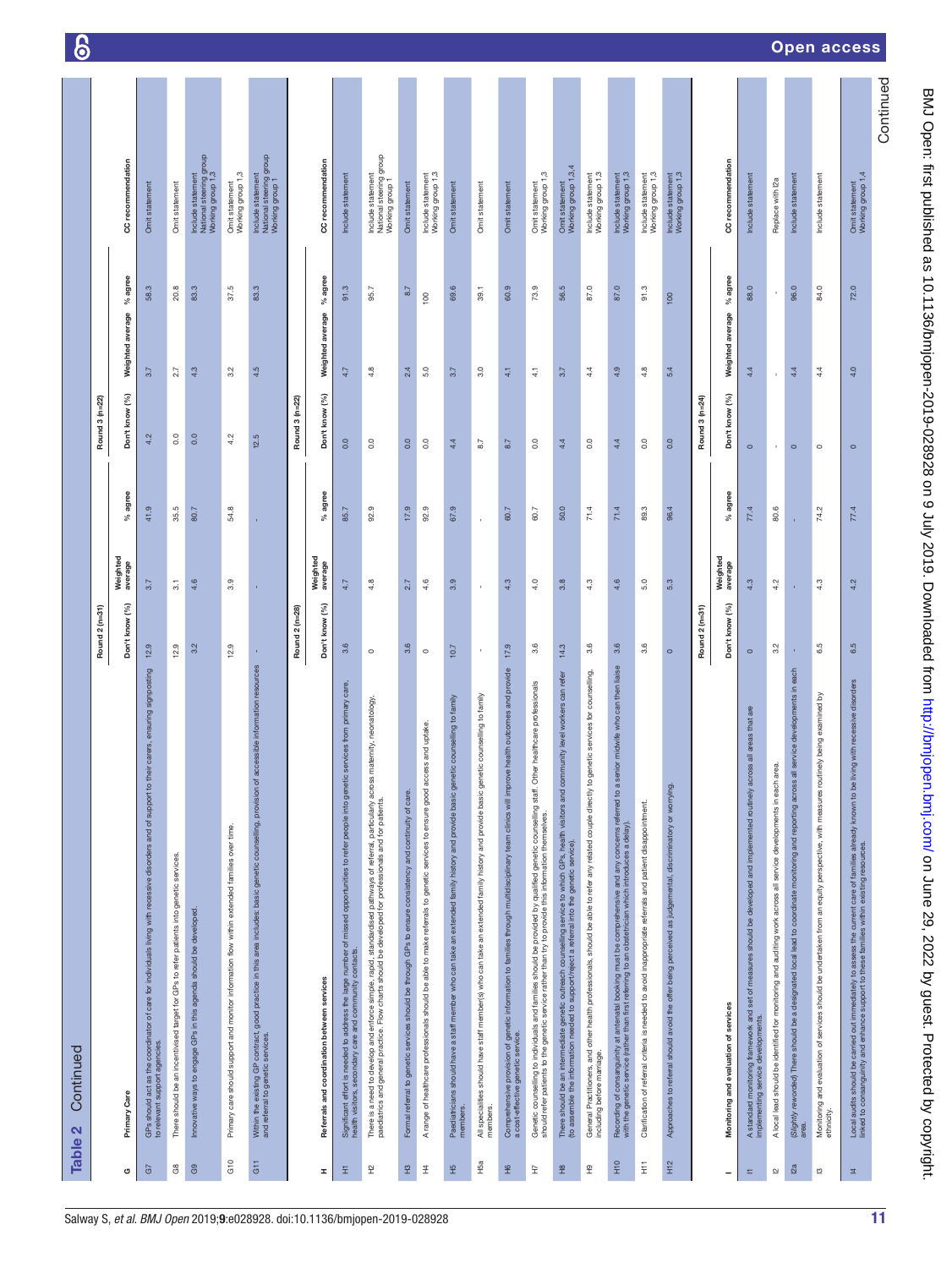**Table 2** Continued

| G | Primary Care | Round 2 (n=31) | | | Round 3 (n=22) | | | CC recommendation |
|---|---|---|---|---|---|---|---|---|
| | | Don't know (%) | Weighted average | % agree | Don't know (%) | Weighted average | % agree | |
| G7 | GPs should act as the coordinator of care for individuals living with recessive disorders and of support to their carers, ensuring signposting to relevant support agencies. | 12.9 | 3.7 | 41.9 | 4.2 | 3.7 | 58.3 | Omit statement |
| G8 | There should be an incentivised target for GPs to refer patients into genetic services. | 12.9 | 3.1 | 35.5 | 0.0 | 2.7 | 20.8 | Omit statement |
| G9 | Innovative ways to engage GPs in this agenda should be developed. | 3.2 | 4.6 | 80.7 | 0.0 | 4.3 | 83.3 | Include statement National steering group Working group 1,3 |
| G10 | Primary care should support and monitor information flow within extended families over time. | 12.9 | 3.9 | 54.8 | 4.2 | 3.2 | 37.5 | Omit statement Working group 1,3 |
| G11 | Within the existing GP contract, good practice in this area includes: basic genetic counselling, provision of accessible information resources and referral to genetic services. | - | - | - | 12.5 | 4.5 | 83.3 | Include statement National steering group Working group 1 |

| H | Referrals and coordination between services | Round 2 (n=28) | | | Round 3 (n=22) | | | CC recommendation |
|---|---|---|---|---|---|---|---|---|
| | | Don't know (%) | Weighted average | % agree | Don't know (%) | Weighted average | % agree | |
| H1 | Significant effort is needed to address the large number of missed opportunities to refer people into genetic services from primary care, health visitors, secondary care and community contacts. | 3.6 | 4.7 | 85.7 | 0.0 | 4.7 | 91.3 | Include statement |
| H2 | There is a need to develop and enforce simple, rapid, standardised pathways of referral, particularly across maternity, neonatology, paediatrics and general practice. Flow charts should be developed for professionals and for patients. | 0 | 4.8 | 92.9 | 0.0 | 4.8 | 95.7 | Include statement National steering group Working group 1 |
| H3 | Formal referral to genetic services should be through GPs to ensure consistency and continuity of care. | 3.6 | 2.7 | 17.9 | 0.0 | 2.4 | 8.7 | Omit statement |
| H4 | A range of healthcare professionals should be able to make referrals to genetic services to ensure good access and uptake. | 0 | 4.6 | 92.9 | 0.0 | 5.0 | 100 | Include statement Working group 1,3 |
| H5 | Paediatricians should have a staff member who can take an extended family history and provide basic genetic counselling to family members. | 10.7 | 3.9 | 67.9 | 4.4 | 3.7 | 69.6 | Omit statement |
| H5a | All specialities should have staff member(s) who can take an extended family history and provide basic genetic counselling to family members. | - | - | - | 8.7 | 3.0 | 39.1 | Omit statement |
| H6 | Comprehensive provision of genetic information to families through multidisciplinary team clinics will improve health outcomes and provide a cost-effective genetic service. | 17.9 | 4.3 | 60.7 | 8.7 | 4.1 | 60.9 | Omit statement |
| H7 | Genetic counselling to individuals and families should be provided by qualified genetic counselling staff. Other healthcare professionals should refer patients to the genetic service rather than try to provide this information themselves. | 3.6 | 4.0 | 60.7 | 0.0 | 4.1 | 73.9 | Omit statement Working group 1,3 |
| H8 | There should be an intermediate genetic outreach counselling service to which GPs, health visitors and community level workers can refer (to assemble the information needed to support/reject a referral into the genetic service). | 14.3 | 3.8 | 50.0 | 4.4 | 3.7 | 56.5 | Omit statement Working group 1,3,4 |
| H9 | General Practitioners, and other health professionals, should be able to refer any related couple directly to genetic services for counselling, including before marriage. | 3.6 | 4.3 | 71.4 | 0.0 | 4.4 | 87.0 | Include statement Working group 1,3 |
| H10 | Recording of consanguinity at antenatal booking must be comprehensive and any concerns referred to a senior midwife who can then liaise with the genetic service (rather than first referring to an obstetrician which introduces a delay). | 3.6 | 4.6 | 71.4 | 4.4 | 4.9 | 87.0 | Include statement Working group 1,3 |
| H11 | Clarification of referral criteria is needed to avoid inappropriate referrals and patient disappointment. | 3.6 | 5.0 | 89.3 | 0.0 | 4.8 | 91.3 | Include statement Working group 1,3 |
| H12 | Approaches to referral should avoid the offer being perceived as judgemental, discriminatory or worrying. | 0 | 5.3 | 96.4 | 0.0 | 5.4 | 100 | Include statement Working group 1,3 |

| I | Monitoring and evaluation of services | Round 2 (n=31) | | | Round 3 (n=24) | | | CC recommendation |
|---|---|---|---|---|---|---|---|---|
| | | Don't know (%) | Weighted average | % agree | Don't know (%) | Weighted average | % agree | |
| I1 | A standard monitoring framework and set of measures should be developed and implemented routinely across all areas that are implementing service developments. | 0 | 4.3 | 77.4 | 0 | 4.4 | 88.0 | Include statement |
| I2 | A local lead should be identified for monitoring and auditing work across all service developments in each area. | 3.2 | 4.2 | 80.6 | - | - | - | Replace with I2a |
| I2a | *(Slightly reworded)* There should be a designated local lead to coordinate monitoring and reporting across all service developments in each area. | - | - | - | 0 | 4.4 | 96.0 | Include statement |
| I3 | Monitoring and evaluation of services should be undertaken from an equity perspective, with measures routinely being examined by ethnicity. | 6.5 | 4.3 | 74.2 | 0 | 4.4 | 84.0 | Include statement |
| I4 | Local audits should be carried out immediately to assess the current care of families already known to be living with recessive disorders linked to consanguinity and enhance support to these families within existing resources. | 6.5 | 4.2 | 77.4 | 0 | 4.0 | 72.0 | Omit statement Working group 1,4 |

Continued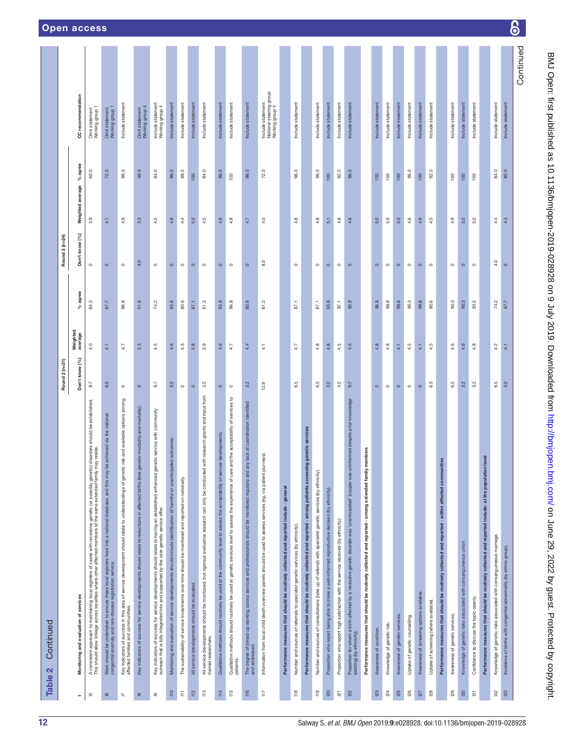**Table 2** Continued

| I | Monitoring and evaluation of services | Round 2 (n=31) Don't know (%) | Round 2 (n=31) Weighted average | Round 2 (n=31) % agree | Round 3 (n=24) Don't know (%) | Round 3 (n=24) Weighted average | Round 3 (n=24) % agree | CC recommendation |
|---|---|---|---|---|---|---|---|---|
| I5 | A consistent approach to maintaining local registers of cases with recessive genetic (or possibly genetic) disorders should be established. This should allow linkage across localities where other affected members of the same extended family may reside. | 9.7 | 4.0 | 64.5 | 0 | 3.9 | 60.0 | Omit statement Working group 1 |
| I6 | Work should be undertaken to ensure these local registers feed into a national database, and this may be achieved via the national congenital anomaly and rare disease registration service. | 6.5 | 4.1 | 67.7 | 0 | 4.1 | 72.0 | Omit statement Working group 1 |
| I7 | Key indicators of success in this area of service development should relate to understandings of genetic risk and available options among affected families and communities. | 0 | 4.7 | 96.8 | 0 | 4.9 | 96.0 | Include statement |
| I8 | Key indicators of success for service developments should relate to reductions in affected births (less genetic morbidity and mortality). | 0 | 3.5 | 51.6 | 4.0 | 3.3 | 48.0 | Omit statement Working group 4 |
| I9 | Key indicators of success for service developments should relate to having an established enhanced genetic service with community outreach that is fully integrated into and supported by the core genetic service offer. | 9.7 | 4.5 | 74.2 | 0 | 4.5 | 84.0 | Include statement Working group 4 |
| I10 | Monitoring and evaluation of service developments should include identification of harmful or unanticipated outcomes. | 3.2 | 4.6 | 93.6 | 0 | 4.8 | 96.0 | Include statement |
| I11 | The sustainability of service investments over time should be monitored and reported on nationally. | 0 | 4.5 | 80.6 | 0 | 4.4 | 88.0 | Include statement |
| I12 | All service developments should be evaluated. | 0 | 4.8 | 87.1 | 0 | 5.0 | 100 | Include statement |
| I13 | All service developments should be monitored, but rigorous evaluative research can only be conducted with research grants and input from trained researchers. | 3.2 | 3.9 | 61.3 | 0 | 4.5 | 84.0 | Include statement |
| I14 | Qualitative methods should routinely be used at the community level to assess the acceptability of service developments. | 0 | 4.6 | 83.9 | 0 | 4.8 | 96.0 | Include statement |
| I15 | Qualitative methods should routinely be used at genetic services level to assess the experience of care and the acceptability of services to patients. | 0 | 4.7 | 96.8 | 0 | 4.8 | 100 | Include statement |
| I16 | The degree of joined-up working across services and professionals should be monitored regularly and any lack of coordination identified and addressed. | 3.2 | 4.4 | 80.6 | 0 | 4.7 | 96.0 | Include statement |
| I17 | Information from local child death overview panels should be used to assess services (eg, via patient journeys). | 12.9 | 4.1 | 61.3 | 8.0 | 4.0 | 72.0 | Include statement National steering group Working group 4 |
| | **Performance measures that should be routinely collected and reported include - general** | | | | | | | |
| I18 | Number and sources of referrals to specialist genetic services (by ethnicity). | 6.5 | 4.7 | 87.1 | 0 | 4.8 | 96.0 | Include statement |
| | **Performance measures that should be routinely collected and reported - among patients accessing genetic services** | | | | | | | |
| I19 | Number and sources of consultations (take up of referral) with specialist genetic services (by ethnicity). | 6.5 | 4.8 | 87.1 | 0 | 4.8 | 96.0 | Include statement |
| I20 | Proportion who report being able to make a well-informed reproductive decision (by ethnicity). | 3.2 | 4.8 | 93.6 | 0 | 5.1 | 100 | Include statement |
| I21 | Proportion who report high satisfaction with the service received (by ethnicity). | 3.2 | 4.5 | 87.1 | 0 | 4.8 | 92.0 | Include statement |
| I22 | Proportion for whom a birth affected by a recessive genetic disorder was 'unanticipated' (couple was uninformed despite prior knowledge existing) (by ethnicity). | 9.7 | 4.5 | 83.9 | 0 | 4.8 | 96.0 | Include statement |
| | **Performance measures that should be routinely collected and reported - among extended family members** | | | | | | | |
| I23 | Awareness of condition. | 0 | 4.8 | 96.8 | 0 | 5.0 | 100 | Include statement |
| I24 | Knowledge of genetic risk. | 0 | 4.8 | 96.8 | 0 | 5.0 | 100 | Include statement |
| I25 | Awareness of genetic services. | 0 | 4.7 | 96.8 | 0 | 5.0 | 100 | Include statement |
| I26 | Uptake of genetic counselling. | 0 | 4.5 | 90.3 | 0 | 4.6 | 96.0 | Include statement |
| I27 | Awareness of screening options available. | 0 | 4.7 | 96.8 | 0 | 4.9 | 100 | Include statement |
| I28 | Uptake of screening (where available). | 6.5 | 4.5 | 80.6 | 0 | 4.5 | 92.0 | Include statement |
| | **Performance measures that should be routinely collected and reported - within affected communities** | | | | | | | |
| I29 | Awareness of genetic services. | 6.5 | 4.6 | 90.3 | 0 | 4.9 | 100 | Include statement |
| I30 | Knowledge of genetic risks associated with consanguineous union. | 3.2 | 4.6 | 90.3 | 0 | 5.0 | 100 | Include statement |
| I31 | Confidence to discuss the topic openly. | 3.2 | 4.8 | 93.5 | 0 | 5.0 | 100 | Include statement |
| | **Performance measures that should be routinely collected and reported include- at the population level** | | | | | | | |
| I32 | Knowledge of genetic risks associated with consanguineous marriage. | 6.5 | 4.2 | 74.2 | 4.0 | 4.4 | 84.0 | Include statement |
| I33 | Incidence of births with congenital abnormality (by ethnic group). | 3.2 | 4.1 | 67.7 | 0 | 4.3 | 80.0 | Include statement |

Continued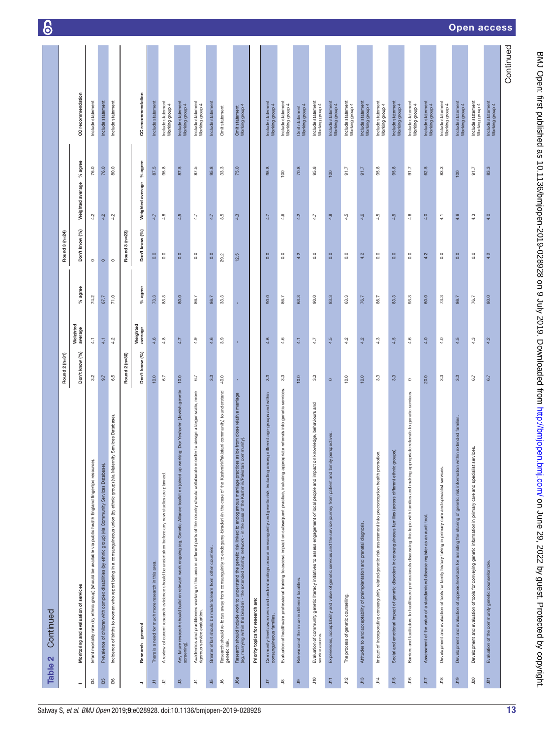**Table 2** Continued

| I | Monitoring and evaluation of services | Round 2 (n=31) | | | Round 3 (n=24) | | | CC recommendation |
|---|---|---|---|---|---|---|---|---|
| | | Don't know (%) | Weighted average | % agree | Don't know (%) | Weighted average | % agree | |
| I34 | Infant mortality rate (by ethnic group) (should be available via public health England fingertips resource). | 3.2 | 4.1 | 74.2 | 0 | 4.2 | 76.0 | Include statement |
| I35 | Prevalence of children with complex disabilities (by ethnic group) (via Community Services Database). | 9.7 | 4.1 | 67.7 | 0 | 4.2 | 76.0 | Include statement |
| I36 | Incidence of births to women who report being in a consanguineous union (by ethnic group) (via Maternity Services Database). | 6.5 | 4.2 | 71.0 | 0 | 4.2 | 80.0 | Include statement |

| J | Research - general | Round 2 (n=30) | | | Round 3 (n=23) | | | CC recommendation |
|---|---|---|---|---|---|---|---|---|
| | | Don't know (%) | Weighted average | % agree | Don't know (%) | Weighted average | % agree | |
| J1 | There is a need for much more research in this area. | 10.0 | 4.6 | 73.3 | 0.0 | 4.7 | 87.5 | Include statement |
| J2 | A review of current research evidence should be undertaken before any new studies are planned. | 6.7 | 4.8 | 83.3 | 0.0 | 4.8 | 95.8 | Include statement Working group 4 |
| J3 | Any future research should build on relevant work ongoing (eg, Genetic Alliance toolkit on joined up working; Dor Yeshorim (Jewish genetic screening). | 10.0 | 4.7 | 80.0 | 0.0 | 4.5 | 87.5 | Include statement Working group 4 |
| J4 | Academics and practitioners working in this area in different parts of the country should collaborate in order to design a larger scale, more rigorous service evaluation. | 6.7 | 4.9 | 86.7 | 0.0 | 4.7 | 87.5 | Include statement Working group 4 |
| J5 | Greater effort should be made to learn from other countries. | 3.3 | 4.6 | 86.7 | 0.0 | 4.7 | 95.8 | Include statement |
| J6 | Research should re-focus away from consanguinity to endogamy-braderi (in the case of the Kashmiri/Pakistani community) to understand genetic risk. | 40.0 | 3.9 | 33.3 | 29.2 | 3.5 | 33.3 | Omit statement |
| J6a | Research should include work to understand the genetic risk linked to endogamous marriage practices aside from close relative marriage (eg, marrying within the braderi - the extended kinship network - in the case of the Kashmiri/Pakistani community). | - | - | - | 12.5 | 4.3 | 75.0 | Omit statement Working group 4 |
| | **Priority topics for research are:** | | | | | | | |
| J7 | Community-level awareness and understandings around consanguinity and genetic risk, including among different age-groups and within consanguineous families. | 3.3 | 4.6 | 90.0 | 0.0 | 4.7 | 95.8 | Include statement Working group 4 |
| J8 | Evaluation of healthcare professional training to assess impact on subsequent practice, including appropriate referrals into genetic services. | 3.3 | 4.6 | 86.7 | 0.0 | 4.6 | 100 | Include statement Working group 4 |
| J9 | Relevance of the issue in different localities. | 10.0 | 4.1 | 63.3 | 4.2 | 4.2 | 70.8 | Omit statement Working group 4 |
| J10 | Evaluation of community genetic literacy initiatives to assess engagement of local people and impact on knowledge, behaviours and service access. | 3.3 | 4.7 | 90.0 | 0.0 | 4.7 | 95.8 | Include statement Working group 4 |
| J11 | Experiences, acceptability and value of genetic services and the service journey from patient and family perspectives. | 0 | 4.5 | 83.3 | 0.0 | 4.8 | 100 | Include statement Working group 4 |
| J12 | The process of genetic counselling. | 10.0 | 4.2 | 63.3 | 0.0 | 4.5 | 91.7 | Include statement Working group 4 |
| J13 | Attitudes to and acceptability of preimplantation and prenatal diagnosis. | 10.0 | 4.2 | 76.7 | 4.2 | 4.6 | 91.7 | Include statement Working group 4 |
| J14 | Impact of incorporating consanguinity related genetic risk assessment into preconception health promotion. | 3.3 | 4.3 | 86.7 | 0.0 | 4.5 | 95.8 | Include statement Working group 4 |
| J15 | Social and emotional impact of genetic disorders in consanguineous families (across different ethnic groups). | 3.3 | 4.5 | 83.3 | 0.0 | 4.5 | 95.8 | Include statement Working group 4 |
| J16 | Barriers and facilitators to healthcare professionals discussing this topic with families and making appropriate referrals to genetic services. | 0 | 4.6 | 93.3 | 0.0 | 4.6 | 91.7 | Include statement Working group 4 |
| J17 | Assessment of the value of a standardised disease register as an audit tool. | 20.0 | 4.0 | 60.0 | 4.2 | 4.0 | 62.5 | Include statement Working group 4 |
| J18 | Development and evaluation of tools for family history taking in primary care and specialist services. | 3.3 | 4.0 | 73.3 | 0.0 | 4.1 | 83.3 | Include statement Working group 4 |
| J19 | Development and evaluation of approaches/tools for assisting the sharing of genetic risk information within extended families. | 3.3 | 4.5 | 86.7 | 0.0 | 4.6 | 100 | Include statement Working group 4 |
| J20 | Development and evaluation of tools for conveying genetic information in primary care and specialist services. | 6.7 | 4.3 | 76.7 | 0.0 | 4.3 | 91.7 | Include statement Working group 4 |
| J21 | Evaluation of the community genetic counsellor role. | 6.7 | 4.2 | 80.0 | 4.2 | 4.0 | 83.3 | Include statement Working group 4 |

Continued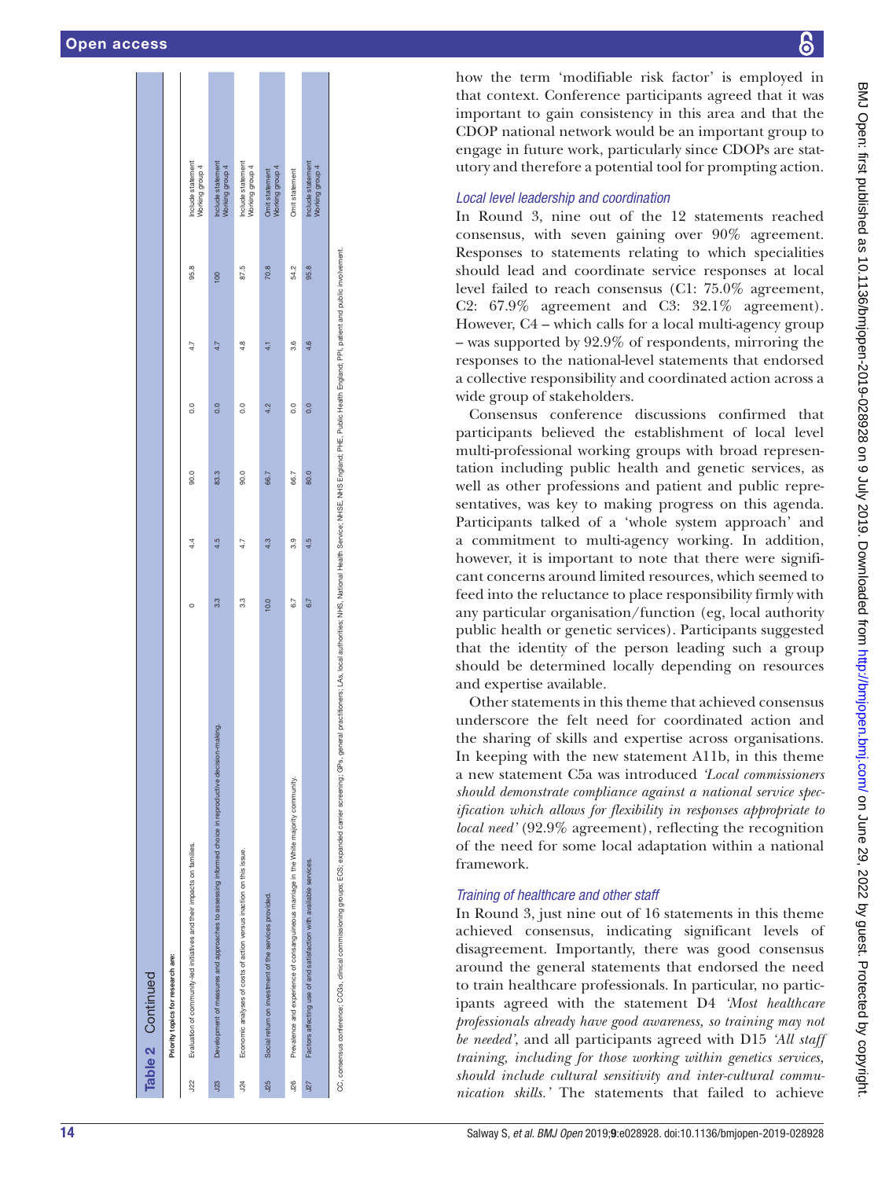**Table 2** Continued

| | Priority topics for research are: | | | | | | | |
|---|---|---|---|---|---|---|---|---|
| J22 | Evaluation of community-led initiatives and their impacts on families. | 0 | 4.4 | 90.0 | 0.0 | 4.7 | 95.8 | Include statement Working group 4 |
| J23 | Development of measures and approaches to assessing informed choice in reproductive decision-making. | 3.3 | 4.5 | 83.3 | 0.0 | 4.7 | 100 | Include statement Working group 4 |
| J24 | Economic analyses of costs of action versus inaction on this issue. | 3.3 | 4.7 | 90.0 | 0.0 | 4.8 | 87.5 | Include statement Working group 4 |
| J25 | Social return on investment of the services provided. | 10.0 | 4.3 | 66.7 | 4.2 | 4.1 | 70.8 | Omit statement Working group 4 |
| J26 | Prevalence and experience of consanguineous marriage in the White majority community. | 6.7 | 3.9 | 66.7 | 0.0 | 3.6 | 54.2 | Omit statement |
| J27 | Factors affecting use of and satisfaction with available services. | 6.7 | 4.5 | 80.0 | 0.0 | 4.6 | 95.8 | Include statement Working group 4 |

CC, consensus conference; CCGs, clinical commissioning groups; ECS, expanded carrier screening; GPs, general practitioners; LAs, local authorities; NHS, National Health Service; NHSE, NHS England; PHE, Public Health England; PPI, patient and public involvement.

how the term 'modifiable risk factor' is employed in that context. Conference participants agreed that it was important to gain consistency in this area and that the CDOP national network would be an important group to engage in future work, particularly since CDOPs are statutory and therefore a potential tool for prompting action.

### Local level leadership and coordination

In Round 3, nine out of the 12 statements reached consensus, with seven gaining over 90% agreement. Responses to statements relating to which specialities should lead and coordinate service responses at local level failed to reach consensus (C1: 75.0% agreement, C2: 67.9% agreement and C3: 32.1% agreement). However, C4 – which calls for a local multi-agency group – was supported by 92.9% of respondents, mirroring the responses to the national-level statements that endorsed a collective responsibility and coordinated action across a wide group of stakeholders.

Consensus conference discussions confirmed that participants believed the establishment of local level multi-professional working groups with broad representation including public health and genetic services, as well as other professions and patient and public representatives, was key to making progress on this agenda. Participants talked of a 'whole system approach' and a commitment to multi-agency working. In addition, however, it is important to note that there were significant concerns around limited resources, which seemed to feed into the reluctance to place responsibility firmly with any particular organisation/function (eg, local authority public health or genetic services). Participants suggested that the identity of the person leading such a group should be determined locally depending on resources and expertise available.

Other statements in this theme that achieved consensus underscore the felt need for coordinated action and the sharing of skills and expertise across organisations. In keeping with the new statement A11b, in this theme a new statement C5a was introduced *'Local commissioners should demonstrate compliance against a national service specification which allows for flexibility in responses appropriate to local need'* (92.9% agreement), reflecting the recognition of the need for some local adaptation within a national framework.

### Training of healthcare and other staff

In Round 3, just nine out of 16 statements in this theme achieved consensus, indicating significant levels of disagreement. Importantly, there was good consensus around the general statements that endorsed the need to train healthcare professionals. In particular, no participants agreed with the statement D4 *'Most healthcare professionals already have good awareness, so training may not be needed'*, and all participants agreed with D15 *'All staff training, including for those working within genetics services, should include cultural sensitivity and inter-cultural communication skills.'* The statements that failed to achieve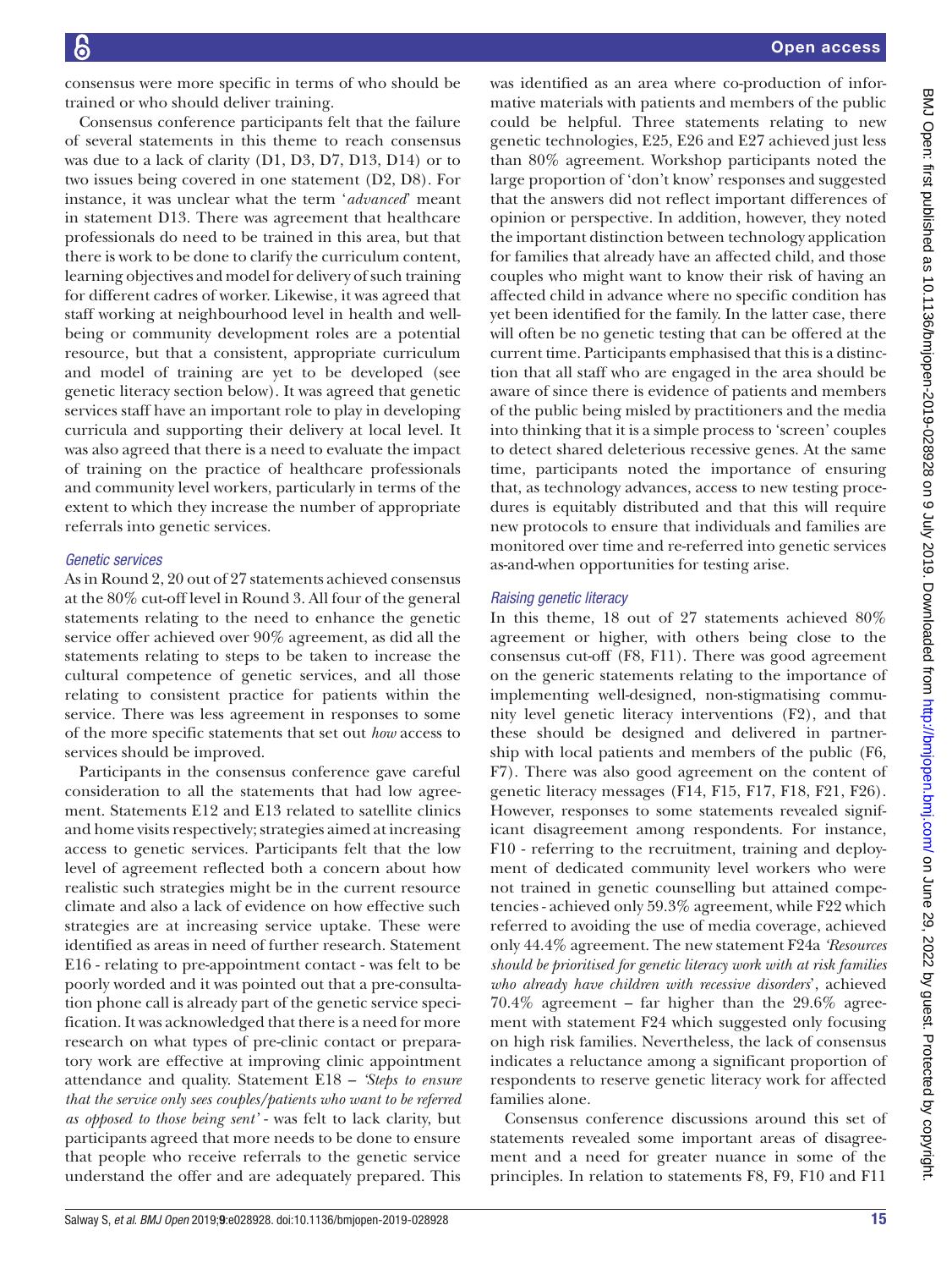consensus were more specific in terms of who should be trained or who should deliver training.

Consensus conference participants felt that the failure of several statements in this theme to reach consensus was due to a lack of clarity (D1, D3, D7, D13, D14) or to two issues being covered in one statement (D2, D8). For instance, it was unclear what the term '*advanced*' meant in statement D13. There was agreement that healthcare professionals do need to be trained in this area, but that there is work to be done to clarify the curriculum content, learning objectives and model for delivery of such training for different cadres of worker. Likewise, it was agreed that staff working at neighbourhood level in health and wellbeing or community development roles are a potential resource, but that a consistent, appropriate curriculum and model of training are yet to be developed (see genetic literacy section below). It was agreed that genetic services staff have an important role to play in developing curricula and supporting their delivery at local level. It was also agreed that there is a need to evaluate the impact of training on the practice of healthcare professionals and community level workers, particularly in terms of the extent to which they increase the number of appropriate referrals into genetic services.

### *Genetic services*

As in Round 2, 20 out of 27 statements achieved consensus at the 80% cut-off level in Round 3. All four of the general statements relating to the need to enhance the genetic service offer achieved over 90% agreement, as did all the statements relating to steps to be taken to increase the cultural competence of genetic services, and all those relating to consistent practice for patients within the service. There was less agreement in responses to some of the more specific statements that set out *how* access to services should be improved.

Participants in the consensus conference gave careful consideration to all the statements that had low agreement. Statements E12 and E13 related to satellite clinics and home visits respectively; strategies aimed at increasing access to genetic services. Participants felt that the low level of agreement reflected both a concern about how realistic such strategies might be in the current resource climate and also a lack of evidence on how effective such strategies are at increasing service uptake. These were identified as areas in need of further research. Statement E16 - relating to pre-appointment contact - was felt to be poorly worded and it was pointed out that a pre-consultation phone call is already part of the genetic service specification. It was acknowledged that there is a need for more research on what types of pre-clinic contact or preparatory work are effective at improving clinic appointment attendance and quality. Statement E18 – *'Steps to ensure that the service only sees couples/patients who want to be referred as opposed to those being sent'* - was felt to lack clarity, but participants agreed that more needs to be done to ensure that people who receive referrals to the genetic service understand the offer and are adequately prepared. This was identified as an area where co-production of informative materials with patients and members of the public could be helpful. Three statements relating to new genetic technologies, E25, E26 and E27 achieved just less than 80% agreement. Workshop participants noted the large proportion of 'don't know' responses and suggested that the answers did not reflect important differences of opinion or perspective. In addition, however, they noted the important distinction between technology application for families that already have an affected child, and those couples who might want to know their risk of having an affected child in advance where no specific condition has yet been identified for the family. In the latter case, there will often be no genetic testing that can be offered at the current time. Participants emphasised that this is a distinction that all staff who are engaged in the area should be aware of since there is evidence of patients and members of the public being misled by practitioners and the media into thinking that it is a simple process to 'screen' couples to detect shared deleterious recessive genes. At the same time, participants noted the importance of ensuring that, as technology advances, access to new testing procedures is equitably distributed and that this will require new protocols to ensure that individuals and families are monitored over time and re-referred into genetic services as-and-when opportunities for testing arise.

### *Raising genetic literacy*

In this theme, 18 out of 27 statements achieved 80% agreement or higher, with others being close to the consensus cut-off (F8, F11). There was good agreement on the generic statements relating to the importance of implementing well-designed, non-stigmatising community level genetic literacy interventions (F2), and that these should be designed and delivered in partnership with local patients and members of the public (F6, F7). There was also good agreement on the content of genetic literacy messages (F14, F15, F17, F18, F21, F26). However, responses to some statements revealed significant disagreement among respondents. For instance, F10 - referring to the recruitment, training and deployment of dedicated community level workers who were not trained in genetic counselling but attained competencies - achieved only 59.3% agreement, while F22 which referred to avoiding the use of media coverage, achieved only 44.4% agreement. The new statement F24a *'Resources should be prioritised for genetic literacy work with at risk families who already have children with recessive disorders'*, achieved 70.4% agreement – far higher than the 29.6% agreement with statement F24 which suggested only focusing on high risk families. Nevertheless, the lack of consensus indicates a reluctance among a significant proportion of respondents to reserve genetic literacy work for affected families alone.

Consensus conference discussions around this set of statements revealed some important areas of disagreement and a need for greater nuance in some of the principles. In relation to statements F8, F9, F10 and F11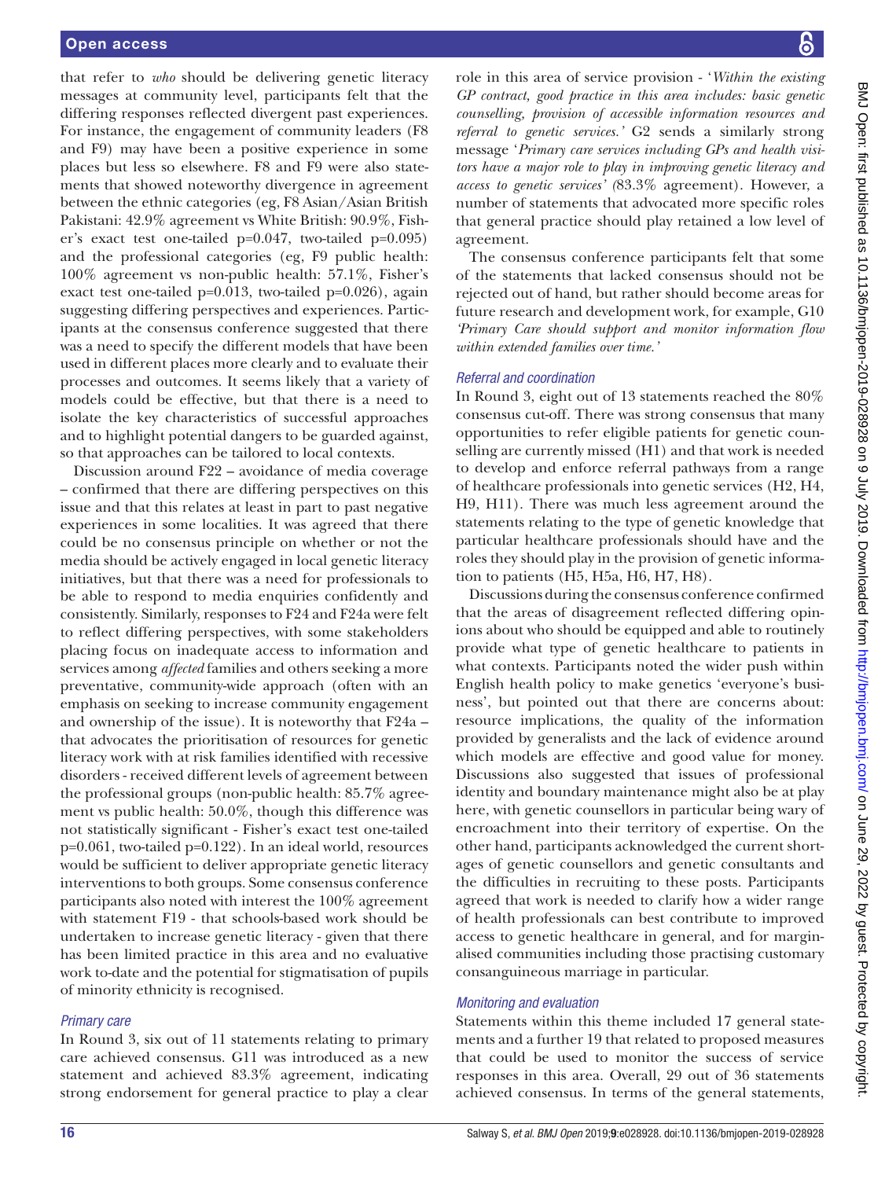that refer to *who* should be delivering genetic literacy messages at community level, participants felt that the differing responses reflected divergent past experiences. For instance, the engagement of community leaders (F8 and F9) may have been a positive experience in some places but less so elsewhere. F8 and F9 were also statements that showed noteworthy divergence in agreement between the ethnic categories (eg, F8 Asian/Asian British Pakistani: 42.9% agreement vs White British: 90.9%, Fisher's exact test one-tailed $p=0.047$, two-tailed $p=0.095$) and the professional categories (eg, F9 public health: 100% agreement vs non-public health: 57.1%, Fisher's exact test one-tailed $p=0.013$, two-tailed $p=0.026$), again suggesting differing perspectives and experiences. Participants at the consensus conference suggested that there was a need to specify the different models that have been used in different places more clearly and to evaluate their processes and outcomes. It seems likely that a variety of models could be effective, but that there is a need to isolate the key characteristics of successful approaches and to highlight potential dangers to be guarded against, so that approaches can be tailored to local contexts.

Discussion around F22 – avoidance of media coverage – confirmed that there are differing perspectives on this issue and that this relates at least in part to past negative experiences in some localities. It was agreed that there could be no consensus principle on whether or not the media should be actively engaged in local genetic literacy initiatives, but that there was a need for professionals to be able to respond to media enquiries confidently and consistently. Similarly, responses to F24 and F24a were felt to reflect differing perspectives, with some stakeholders placing focus on inadequate access to information and services among *affected* families and others seeking a more preventative, community-wide approach (often with an emphasis on seeking to increase community engagement and ownership of the issue). It is noteworthy that F24a – that advocates the prioritisation of resources for genetic literacy work with at risk families identified with recessive disorders - received different levels of agreement between the professional groups (non-public health: 85.7% agreement vs public health: 50.0%, though this difference was not statistically significant - Fisher's exact test one-tailed $p=0.061$, two-tailed $p=0.122$). In an ideal world, resources would be sufficient to deliver appropriate genetic literacy interventions to both groups. Some consensus conference participants also noted with interest the 100% agreement with statement F19 - that schools-based work should be undertaken to increase genetic literacy - given that there has been limited practice in this area and no evaluative work to-date and the potential for stigmatisation of pupils of minority ethnicity is recognised.

### *Primary care*

In Round 3, six out of 11 statements relating to primary care achieved consensus. G11 was introduced as a new statement and achieved 83.3% agreement, indicating strong endorsement for general practice to play a clear role in this area of service provision - '*Within the existing GP contract, good practice in this area includes: basic genetic counselling, provision of accessible information resources and referral to genetic services.*' G2 sends a similarly strong message '*Primary care services including GPs and health visitors have a major role to play in improving genetic literacy and access to genetic services*' (83.3% agreement). However, a number of statements that advocated more specific roles that general practice should play retained a low level of agreement.

The consensus conference participants felt that some of the statements that lacked consensus should not be rejected out of hand, but rather should become areas for future research and development work, for example, G10 *'Primary Care should support and monitor information flow within extended families over time.'*

### *Referral and coordination*

In Round 3, eight out of 13 statements reached the 80% consensus cut-off. There was strong consensus that many opportunities to refer eligible patients for genetic counselling are currently missed (H1) and that work is needed to develop and enforce referral pathways from a range of healthcare professionals into genetic services (H2, H4, H9, H11). There was much less agreement around the statements relating to the type of genetic knowledge that particular healthcare professionals should have and the roles they should play in the provision of genetic information to patients (H5, H5a, H6, H7, H8).

Discussions during the consensus conference confirmed that the areas of disagreement reflected differing opinions about who should be equipped and able to routinely provide what type of genetic healthcare to patients in what contexts. Participants noted the wider push within English health policy to make genetics 'everyone's business', but pointed out that there are concerns about: resource implications, the quality of the information provided by generalists and the lack of evidence around which models are effective and good value for money. Discussions also suggested that issues of professional identity and boundary maintenance might also be at play here, with genetic counsellors in particular being wary of encroachment into their territory of expertise. On the other hand, participants acknowledged the current shortages of genetic counsellors and genetic consultants and the difficulties in recruiting to these posts. Participants agreed that work is needed to clarify how a wider range of health professionals can best contribute to improved access to genetic healthcare in general, and for marginalised communities including those practising customary consanguineous marriage in particular.

### *Monitoring and evaluation*

Statements within this theme included 17 general statements and a further 19 that related to proposed measures that could be used to monitor the success of service responses in this area. Overall, 29 out of 36 statements achieved consensus. In terms of the general statements,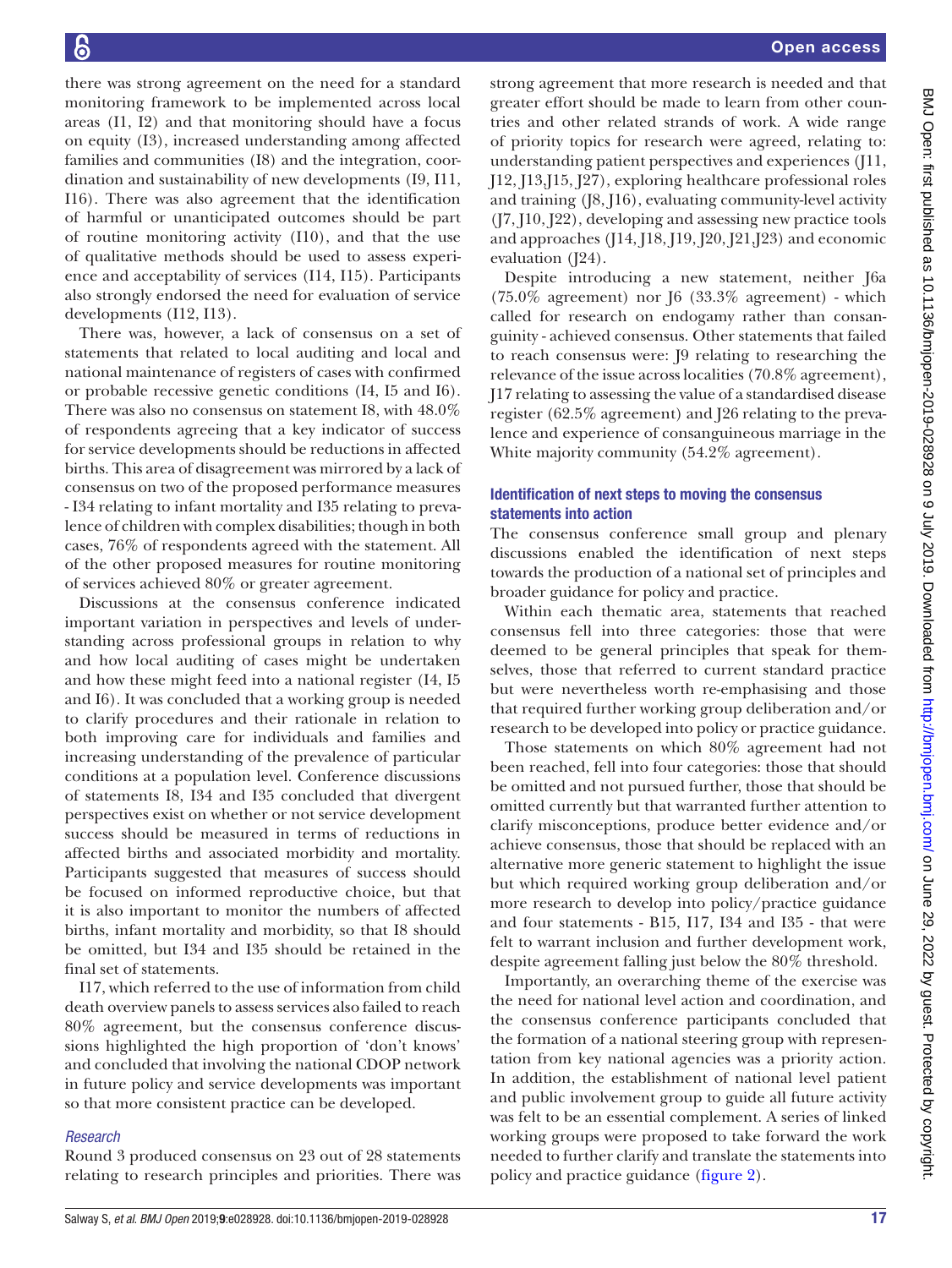there was strong agreement on the need for a standard monitoring framework to be implemented across local areas (I1, I2) and that monitoring should have a focus on equity (I3), increased understanding among affected families and communities (I8) and the integration, coordination and sustainability of new developments (I9, I11, I16). There was also agreement that the identification of harmful or unanticipated outcomes should be part of routine monitoring activity (I10), and that the use of qualitative methods should be used to assess experience and acceptability of services (I14, I15). Participants also strongly endorsed the need for evaluation of service developments (I12, I13).

There was, however, a lack of consensus on a set of statements that related to local auditing and local and national maintenance of registers of cases with confirmed or probable recessive genetic conditions (I4, I5 and I6). There was also no consensus on statement I8, with 48.0% of respondents agreeing that a key indicator of success for service developments should be reductions in affected births. This area of disagreement was mirrored by a lack of consensus on two of the proposed performance measures - I34 relating to infant mortality and I35 relating to prevalence of children with complex disabilities; though in both cases, 76% of respondents agreed with the statement. All of the other proposed measures for routine monitoring of services achieved 80% or greater agreement.

Discussions at the consensus conference indicated important variation in perspectives and levels of understanding across professional groups in relation to why and how local auditing of cases might be undertaken and how these might feed into a national register (I4, I5 and I6). It was concluded that a working group is needed to clarify procedures and their rationale in relation to both improving care for individuals and families and increasing understanding of the prevalence of particular conditions at a population level. Conference discussions of statements I8, I34 and I35 concluded that divergent perspectives exist on whether or not service development success should be measured in terms of reductions in affected births and associated morbidity and mortality. Participants suggested that measures of success should be focused on informed reproductive choice, but that it is also important to monitor the numbers of affected births, infant mortality and morbidity, so that I8 should be omitted, but I34 and I35 should be retained in the final set of statements.

I17, which referred to the use of information from child death overview panels to assess services also failed to reach 80% agreement, but the consensus conference discussions highlighted the high proportion of 'don't knows' and concluded that involving the national CDOP network in future policy and service developments was important so that more consistent practice can be developed.

### *Research*

Round 3 produced consensus on 23 out of 28 statements relating to research principles and priorities. There was strong agreement that more research is needed and that greater effort should be made to learn from other countries and other related strands of work. A wide range of priority topics for research were agreed, relating to: understanding patient perspectives and experiences (J11, J12, J13,J15, J27), exploring healthcare professional roles and training (J8, J16), evaluating community-level activity (J7, J10, J22), developing and assessing new practice tools and approaches (J14, J18, J19, J20, J21,J23) and economic evaluation (J24).

Despite introducing a new statement, neither J6a (75.0% agreement) nor J6 (33.3% agreement) - which called for research on endogamy rather than consanguinity - achieved consensus. Other statements that failed to reach consensus were: J9 relating to researching the relevance of the issue across localities (70.8% agreement), J17 relating to assessing the value of a standardised disease register (62.5% agreement) and J26 relating to the prevalence and experience of consanguineous marriage in the White majority community (54.2% agreement).

## Identification of next steps to moving the consensus statements into action

The consensus conference small group and plenary discussions enabled the identification of next steps towards the production of a national set of principles and broader guidance for policy and practice.

Within each thematic area, statements that reached consensus fell into three categories: those that were deemed to be general principles that speak for themselves, those that referred to current standard practice but were nevertheless worth re-emphasising and those that required further working group deliberation and/or research to be developed into policy or practice guidance.

Those statements on which 80% agreement had not been reached, fell into four categories: those that should be omitted and not pursued further, those that should be omitted currently but that warranted further attention to clarify misconceptions, produce better evidence and/or achieve consensus, those that should be replaced with an alternative more generic statement to highlight the issue but which required working group deliberation and/or more research to develop into policy/practice guidance and four statements - B15, I17, I34 and I35 - that were felt to warrant inclusion and further development work, despite agreement falling just below the 80% threshold.

Importantly, an overarching theme of the exercise was the need for national level action and coordination, and the consensus conference participants concluded that the formation of a national steering group with representation from key national agencies was a priority action. In addition, the establishment of national level patient and public involvement group to guide all future activity was felt to be an essential complement. A series of linked working groups were proposed to take forward the work needed to further clarify and translate the statements into policy and practice guidance (figure 2).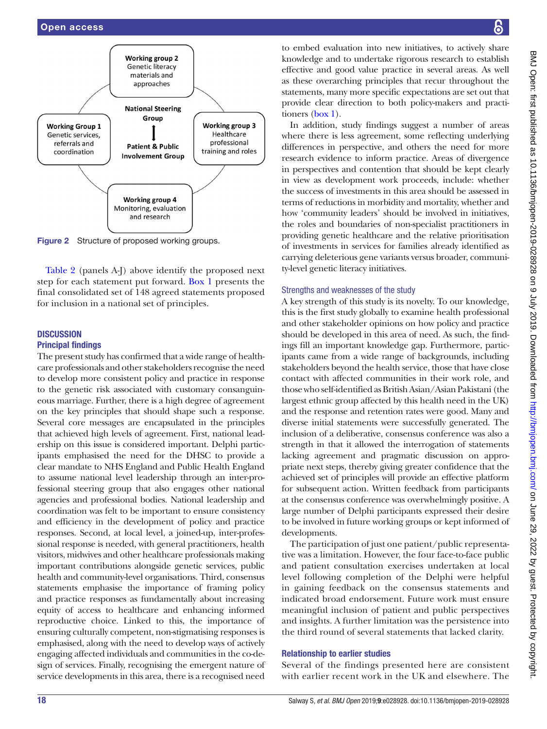Working group 2
Genetic literacy materials and approaches

National Steering Group

Patient & Public Involvement Group

Working Group 1
Genetic services, referrals and coordination

Working group 3
Healthcare professional training and roles

Working group 4
Monitoring, evaluation and research

Figure 2 Structure of proposed working groups.

Table 2 (panels A-J) above identify the proposed next step for each statement put forward. Box 1 presents the final consolidated set of 148 agreed statements proposed for inclusion in a national set of principles.

## DISCUSSION

### Principal findings

The present study has confirmed that a wide range of healthcare professionals and other stakeholders recognise the need to develop more consistent policy and practice in response to the genetic risk associated with customary consanguineous marriage. Further, there is a high degree of agreement on the key principles that should shape such a response. Several core messages are encapsulated in the principles that achieved high levels of agreement. First, national leadership on this issue is considered important. Delphi participants emphasised the need for the DHSC to provide a clear mandate to NHS England and Public Health England to assume national level leadership through an inter-professional steering group that also engages other national agencies and professional bodies. National leadership and coordination was felt to be important to ensure consistency and efficiency in the development of policy and practice responses. Second, at local level, a joined-up, inter-professional response is needed, with general practitioners, health visitors, midwives and other healthcare professionals making important contributions alongside genetic services, public health and community-level organisations. Third, consensus statements emphasise the importance of framing policy and practice responses as fundamentally about increasing equity of access to healthcare and enhancing informed reproductive choice. Linked to this, the importance of ensuring culturally competent, non-stigmatising responses is emphasised, along with the need to develop ways of actively engaging affected individuals and communities in the co-design of services. Finally, recognising the emergent nature of service developments in this area, there is a recognised need to embed evaluation into new initiatives, to actively share knowledge and to undertake rigorous research to establish effective and good value practice in several areas. As well as these overarching principles that recur throughout the statements, many more specific expectations are set out that provide clear direction to both policy-makers and practitioners (box 1).

In addition, study findings suggest a number of areas where there is less agreement, some reflecting underlying differences in perspective, and others the need for more research evidence to inform practice. Areas of divergence in perspectives and contention that should be kept clearly in view as development work proceeds, include: whether the success of investments in this area should be assessed in terms of reductions in morbidity and mortality, whether and how 'community leaders' should be involved in initiatives, the roles and boundaries of non-specialist practitioners in providing genetic healthcare and the relative prioritisation of investments in services for families already identified as carrying deleterious gene variants versus broader, community-level genetic literacy initiatives.

### Strengths and weaknesses of the study

A key strength of this study is its novelty. To our knowledge, this is the first study globally to examine health professional and other stakeholder opinions on how policy and practice should be developed in this area of need. As such, the findings fill an important knowledge gap. Furthermore, participants came from a wide range of backgrounds, including stakeholders beyond the health service, those that have close contact with affected communities in their work role, and those who self-identified as British Asian/Asian Pakistani (the largest ethnic group affected by this health need in the UK) and the response and retention rates were good. Many and diverse initial statements were successfully generated. The inclusion of a deliberative, consensus conference was also a strength in that it allowed the interrogation of statements lacking agreement and pragmatic discussion on appropriate next steps, thereby giving greater confidence that the achieved set of principles will provide an effective platform for subsequent action. Written feedback from participants at the consensus conference was overwhelmingly positive. A large number of Delphi participants expressed their desire to be involved in future working groups or kept informed of developments.

The participation of just one patient/public representative was a limitation. However, the four face-to-face public and patient consultation exercises undertaken at local level following completion of the Delphi were helpful in gaining feedback on the consensus statements and indicated broad endorsement. Future work must ensure meaningful inclusion of patient and public perspectives and insights. A further limitation was the persistence into the third round of several statements that lacked clarity.

### Relationship to earlier studies

Several of the findings presented here are consistent with earlier recent work in the UK and elsewhere. The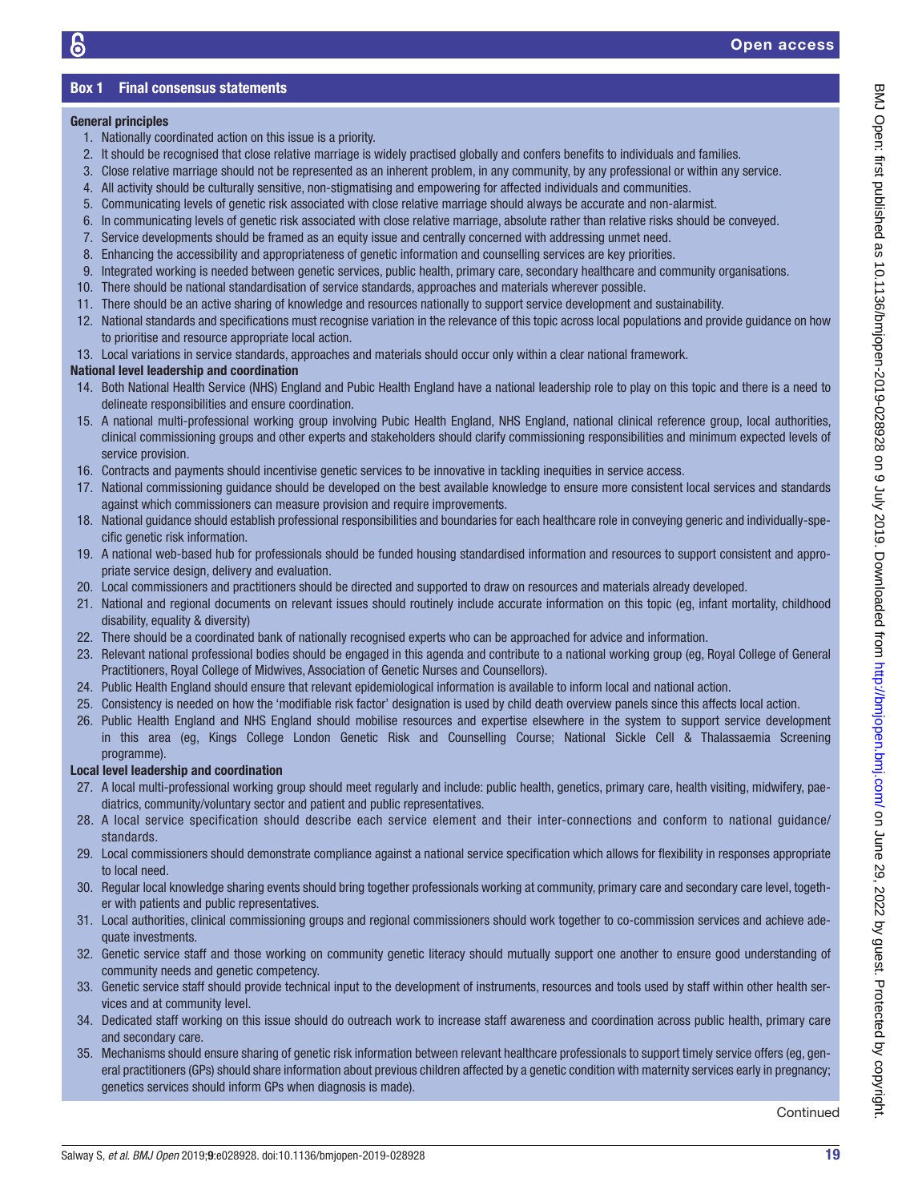**Box 1 Final consensus statements**

**General principles**

1. Nationally coordinated action on this issue is a priority.
2. It should be recognised that close relative marriage is widely practised globally and confers benefits to individuals and families.
3. Close relative marriage should not be represented as an inherent problem, in any community, by any professional or within any service.
4. All activity should be culturally sensitive, non-stigmatising and empowering for affected individuals and communities.
5. Communicating levels of genetic risk associated with close relative marriage should always be accurate and non-alarmist.
6. In communicating levels of genetic risk associated with close relative marriage, absolute rather than relative risks should be conveyed.
7. Service developments should be framed as an equity issue and centrally concerned with addressing unmet need.
8. Enhancing the accessibility and appropriateness of genetic information and counselling services are key priorities.
9. Integrated working is needed between genetic services, public health, primary care, secondary healthcare and community organisations.
10. There should be national standardisation of service standards, approaches and materials wherever possible.
11. There should be an active sharing of knowledge and resources nationally to support service development and sustainability.
12. National standards and specifications must recognise variation in the relevance of this topic across local populations and provide guidance on how to prioritise and resource appropriate local action.
13. Local variations in service standards, approaches and materials should occur only within a clear national framework.

**National level leadership and coordination**

14. Both National Health Service (NHS) England and Pubic Health England have a national leadership role to play on this topic and there is a need to delineate responsibilities and ensure coordination.
15. A national multi-professional working group involving Pubic Health England, NHS England, national clinical reference group, local authorities, clinical commissioning groups and other experts and stakeholders should clarify commissioning responsibilities and minimum expected levels of service provision.
16. Contracts and payments should incentivise genetic services to be innovative in tackling inequities in service access.
17. National commissioning guidance should be developed on the best available knowledge to ensure more consistent local services and standards against which commissioners can measure provision and require improvements.
18. National guidance should establish professional responsibilities and boundaries for each healthcare role in conveying generic and individually-specific genetic risk information.
19. A national web-based hub for professionals should be funded housing standardised information and resources to support consistent and appropriate service design, delivery and evaluation.
20. Local commissioners and practitioners should be directed and supported to draw on resources and materials already developed.
21. National and regional documents on relevant issues should routinely include accurate information on this topic (eg, infant mortality, childhood disability, equality & diversity)
22. There should be a coordinated bank of nationally recognised experts who can be approached for advice and information.
23. Relevant national professional bodies should be engaged in this agenda and contribute to a national working group (eg, Royal College of General Practitioners, Royal College of Midwives, Association of Genetic Nurses and Counsellors).
24. Public Health England should ensure that relevant epidemiological information is available to inform local and national action.
25. Consistency is needed on how the 'modifiable risk factor' designation is used by child death overview panels since this affects local action.
26. Public Health England and NHS England should mobilise resources and expertise elsewhere in the system to support service development in this area (eg, Kings College London Genetic Risk and Counselling Course; National Sickle Cell & Thalassaemia Screening programme).

**Local level leadership and coordination**

27. A local multi-professional working group should meet regularly and include: public health, genetics, primary care, health visiting, midwifery, paediatrics, community/voluntary sector and patient and public representatives.
28. A local service specification should describe each service element and their inter-connections and conform to national guidance/standards.
29. Local commissioners should demonstrate compliance against a national service specification which allows for flexibility in responses appropriate to local need.
30. Regular local knowledge sharing events should bring together professionals working at community, primary care and secondary care level, together with patients and public representatives.
31. Local authorities, clinical commissioning groups and regional commissioners should work together to co-commission services and achieve adequate investments.
32. Genetic service staff and those working on community genetic literacy should mutually support one another to ensure good understanding of community needs and genetic competency.
33. Genetic service staff should provide technical input to the development of instruments, resources and tools used by staff within other health services and at community level.
34. Dedicated staff working on this issue should do outreach work to increase staff awareness and coordination across public health, primary care and secondary care.
35. Mechanisms should ensure sharing of genetic risk information between relevant healthcare professionals to support timely service offers (eg, general practitioners (GPs) should share information about previous children affected by a genetic condition with maternity services early in pregnancy; genetics services should inform GPs when diagnosis is made).

Continued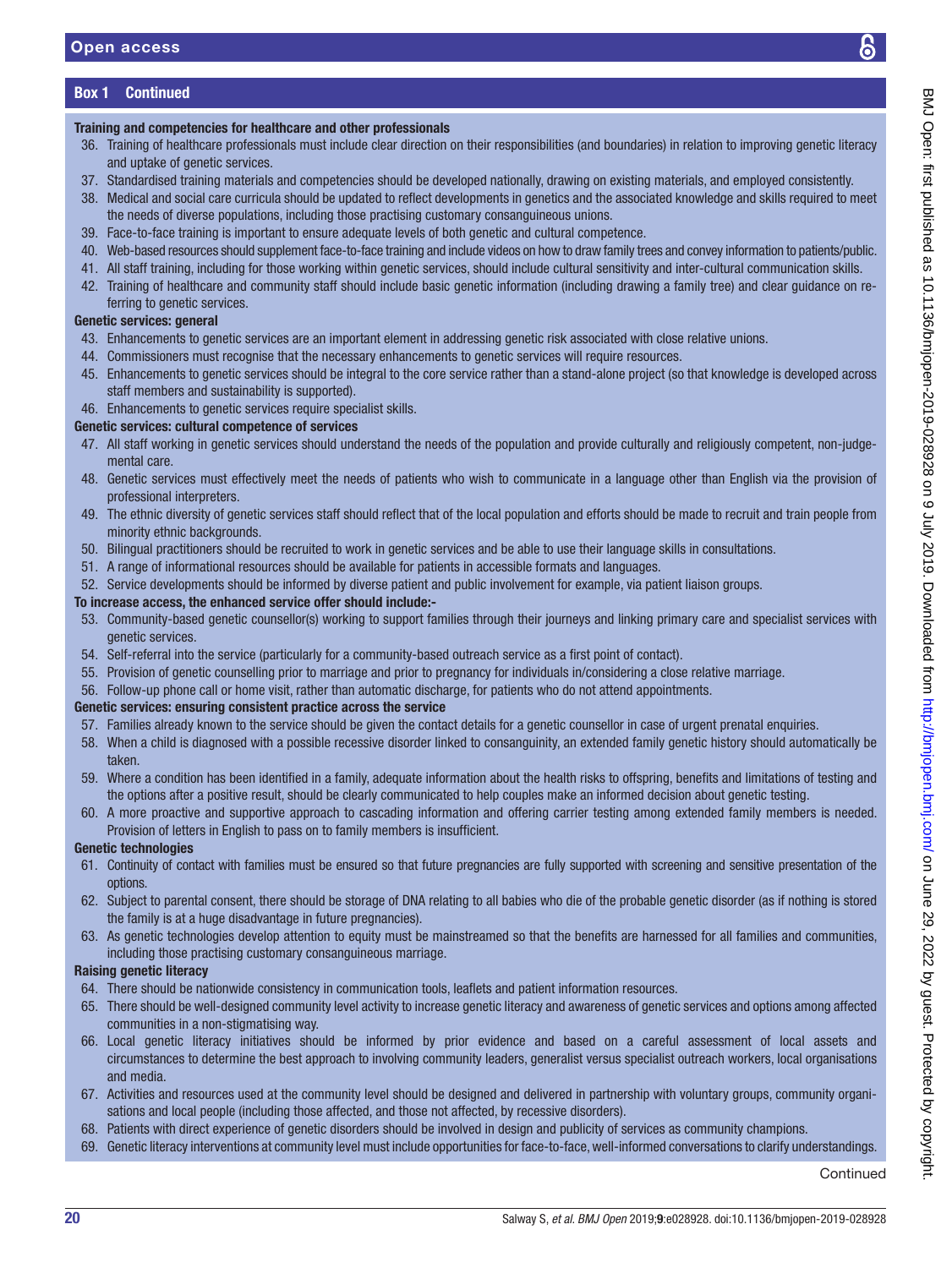**Box 1 Continued**

**Training and competencies for healthcare and other professionals**

36. Training of healthcare professionals must include clear direction on their responsibilities (and boundaries) in relation to improving genetic literacy and uptake of genetic services.
37. Standardised training materials and competencies should be developed nationally, drawing on existing materials, and employed consistently.
38. Medical and social care curricula should be updated to reflect developments in genetics and the associated knowledge and skills required to meet the needs of diverse populations, including those practising customary consanguineous unions.
39. Face-to-face training is important to ensure adequate levels of both genetic and cultural competence.
40. Web-based resources should supplement face-to-face training and include videos on how to draw family trees and convey information to patients/public.
41. All staff training, including for those working within genetic services, should include cultural sensitivity and inter-cultural communication skills.
42. Training of healthcare and community staff should include basic genetic information (including drawing a family tree) and clear guidance on referring to genetic services.

**Genetic services: general**

43. Enhancements to genetic services are an important element in addressing genetic risk associated with close relative unions.
44. Commissioners must recognise that the necessary enhancements to genetic services will require resources.
45. Enhancements to genetic services should be integral to the core service rather than a stand-alone project (so that knowledge is developed across staff members and sustainability is supported).
46. Enhancements to genetic services require specialist skills.

**Genetic services: cultural competence of services**

47. All staff working in genetic services should understand the needs of the population and provide culturally and religiously competent, non-judgemental care.
48. Genetic services must effectively meet the needs of patients who wish to communicate in a language other than English via the provision of professional interpreters.
49. The ethnic diversity of genetic services staff should reflect that of the local population and efforts should be made to recruit and train people from minority ethnic backgrounds.
50. Bilingual practitioners should be recruited to work in genetic services and be able to use their language skills in consultations.
51. A range of informational resources should be available for patients in accessible formats and languages.
52. Service developments should be informed by diverse patient and public involvement for example, via patient liaison groups.

**To increase access, the enhanced service offer should include:-**

53. Community-based genetic counsellor(s) working to support families through their journeys and linking primary care and specialist services with genetic services.
54. Self-referral into the service (particularly for a community-based outreach service as a first point of contact).
55. Provision of genetic counselling prior to marriage and prior to pregnancy for individuals in/considering a close relative marriage.
56. Follow-up phone call or home visit, rather than automatic discharge, for patients who do not attend appointments.

**Genetic services: ensuring consistent practice across the service**

57. Families already known to the service should be given the contact details for a genetic counsellor in case of urgent prenatal enquiries.
58. When a child is diagnosed with a possible recessive disorder linked to consanguinity, an extended family genetic history should automatically be taken.
59. Where a condition has been identified in a family, adequate information about the health risks to offspring, benefits and limitations of testing and the options after a positive result, should be clearly communicated to help couples make an informed decision about genetic testing.
60. A more proactive and supportive approach to cascading information and offering carrier testing among extended family members is needed. Provision of letters in English to pass on to family members is insufficient.

**Genetic technologies**

61. Continuity of contact with families must be ensured so that future pregnancies are fully supported with screening and sensitive presentation of the options.
62. Subject to parental consent, there should be storage of DNA relating to all babies who die of the probable genetic disorder (as if nothing is stored the family is at a huge disadvantage in future pregnancies).
63. As genetic technologies develop attention to equity must be mainstreamed so that the benefits are harnessed for all families and communities, including those practising customary consanguineous marriage.

**Raising genetic literacy**

64. There should be nationwide consistency in communication tools, leaflets and patient information resources.
65. There should be well-designed community level activity to increase genetic literacy and awareness of genetic services and options among affected communities in a non-stigmatising way.
66. Local genetic literacy initiatives should be informed by prior evidence and based on a careful assessment of local assets and circumstances to determine the best approach to involving community leaders, generalist versus specialist outreach workers, local organisations and media.
67. Activities and resources used at the community level should be designed and delivered in partnership with voluntary groups, community organisations and local people (including those affected, and those not affected, by recessive disorders).
68. Patients with direct experience of genetic disorders should be involved in design and publicity of services as community champions.
69. Genetic literacy interventions at community level must include opportunities for face-to-face, well-informed conversations to clarify understandings.

Continued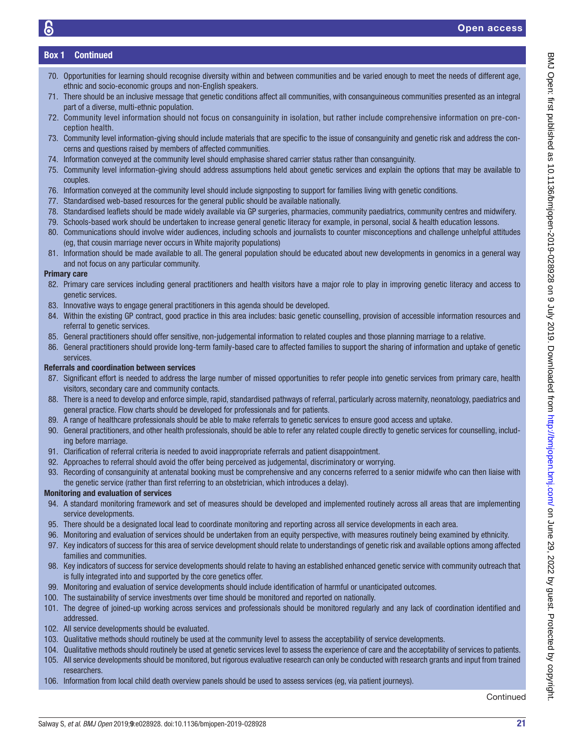**Box 1 Continued**

70. Opportunities for learning should recognise diversity within and between communities and be varied enough to meet the needs of different age, ethnic and socio-economic groups and non-English speakers.
71. There should be an inclusive message that genetic conditions affect all communities, with consanguineous communities presented as an integral part of a diverse, multi-ethnic population.
72. Community level information should not focus on consanguinity in isolation, but rather include comprehensive information on pre-conception health.
73. Community level information-giving should include materials that are specific to the issue of consanguinity and genetic risk and address the concerns and questions raised by members of affected communities.
74. Information conveyed at the community level should emphasise shared carrier status rather than consanguinity.
75. Community level information-giving should address assumptions held about genetic services and explain the options that may be available to couples.
76. Information conveyed at the community level should include signposting to support for families living with genetic conditions.
77. Standardised web-based resources for the general public should be available nationally.
78. Standardised leaflets should be made widely available via GP surgeries, pharmacies, community paediatrics, community centres and midwifery.
79. Schools-based work should be undertaken to increase general genetic literacy for example, in personal, social & health education lessons.
80. Communications should involve wider audiences, including schools and journalists to counter misconceptions and challenge unhelpful attitudes (eg, that cousin marriage never occurs in White majority populations)
81. Information should be made available to all. The general population should be educated about new developments in genomics in a general way and not focus on any particular community.

**Primary care**

82. Primary care services including general practitioners and health visitors have a major role to play in improving genetic literacy and access to genetic services.
83. Innovative ways to engage general practitioners in this agenda should be developed.
84. Within the existing GP contract, good practice in this area includes: basic genetic counselling, provision of accessible information resources and referral to genetic services.
85. General practitioners should offer sensitive, non-judgemental information to related couples and those planning marriage to a relative.
86. General practitioners should provide long-term family-based care to affected families to support the sharing of information and uptake of genetic services.

**Referrals and coordination between services**

87. Significant effort is needed to address the large number of missed opportunities to refer people into genetic services from primary care, health visitors, secondary care and community contacts.
88. There is a need to develop and enforce simple, rapid, standardised pathways of referral, particularly across maternity, neonatology, paediatrics and general practice. Flow charts should be developed for professionals and for patients.
89. A range of healthcare professionals should be able to make referrals to genetic services to ensure good access and uptake.
90. General practitioners, and other health professionals, should be able to refer any related couple directly to genetic services for counselling, including before marriage.
91. Clarification of referral criteria is needed to avoid inappropriate referrals and patient disappointment.
92. Approaches to referral should avoid the offer being perceived as judgemental, discriminatory or worrying.
93. Recording of consanguinity at antenatal booking must be comprehensive and any concerns referred to a senior midwife who can then liaise with the genetic service (rather than first referring to an obstetrician, which introduces a delay).

**Monitoring and evaluation of services**

94. A standard monitoring framework and set of measures should be developed and implemented routinely across all areas that are implementing service developments.
95. There should be a designated local lead to coordinate monitoring and reporting across all service developments in each area.
96. Monitoring and evaluation of services should be undertaken from an equity perspective, with measures routinely being examined by ethnicity.
97. Key indicators of success for this area of service development should relate to understandings of genetic risk and available options among affected families and communities.
98. Key indicators of success for service developments should relate to having an established enhanced genetic service with community outreach that is fully integrated into and supported by the core genetics offer.
99. Monitoring and evaluation of service developments should include identification of harmful or unanticipated outcomes.
100. The sustainability of service investments over time should be monitored and reported on nationally.
101. The degree of joined-up working across services and professionals should be monitored regularly and any lack of coordination identified and addressed.
102. All service developments should be evaluated.
103. Qualitative methods should routinely be used at the community level to assess the acceptability of service developments.
104. Qualitative methods should routinely be used at genetic services level to assess the experience of care and the acceptability of services to patients.
105. All service developments should be monitored, but rigorous evaluative research can only be conducted with research grants and input from trained researchers.
106. Information from local child death overview panels should be used to assess services (eg, via patient journeys).

Continued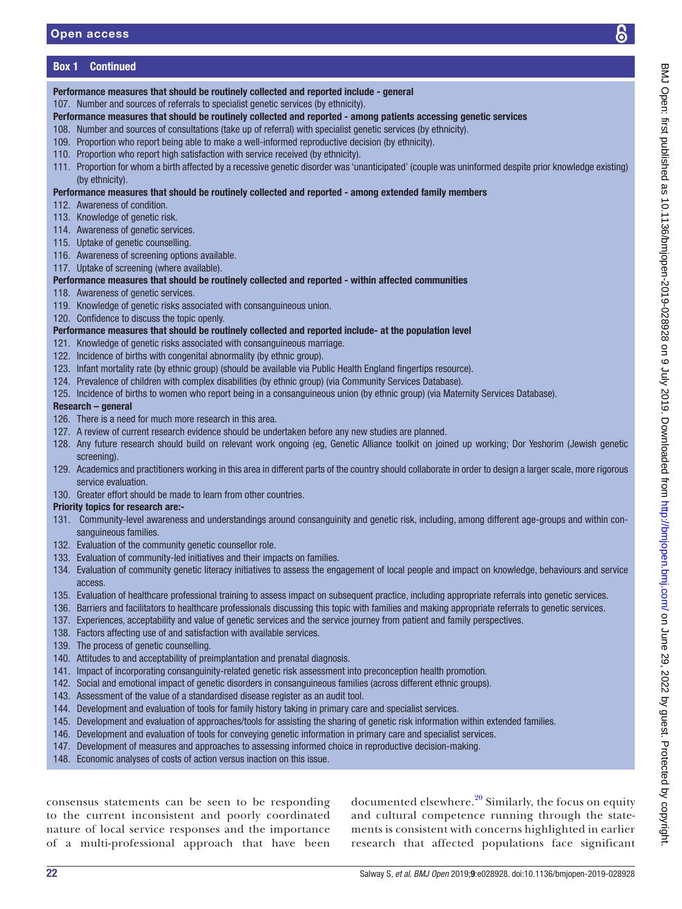**Box 1 Continued**

**Performance measures that should be routinely collected and reported include - general**

107. Number and sources of referrals to specialist genetic services (by ethnicity).

**Performance measures that should be routinely collected and reported - among patients accessing genetic services**

108. Number and sources of consultations (take up of referral) with specialist genetic services (by ethnicity).
109. Proportion who report being able to make a well-informed reproductive decision (by ethnicity).
110. Proportion who report high satisfaction with service received (by ethnicity).
111. Proportion for whom a birth affected by a recessive genetic disorder was 'unanticipated' (couple was uninformed despite prior knowledge existing) (by ethnicity).

**Performance measures that should be routinely collected and reported - among extended family members**

112. Awareness of condition.
113. Knowledge of genetic risk.
114. Awareness of genetic services.
115. Uptake of genetic counselling.
116. Awareness of screening options available.
117. Uptake of screening (where available).

**Performance measures that should be routinely collected and reported - within affected communities**

118. Awareness of genetic services.
119. Knowledge of genetic risks associated with consanguineous union.
120. Confidence to discuss the topic openly.

**Performance measures that should be routinely collected and reported include- at the population level**

121. Knowledge of genetic risks associated with consanguineous marriage.
122. Incidence of births with congenital abnormality (by ethnic group).
123. Infant mortality rate (by ethnic group) (should be available via Public Health England fingertips resource).
124. Prevalence of children with complex disabilities (by ethnic group) (via Community Services Database).
125. Incidence of births to women who report being in a consanguineous union (by ethnic group) (via Maternity Services Database).

**Research – general**

126. There is a need for much more research in this area.
127. A review of current research evidence should be undertaken before any new studies are planned.
128. Any future research should build on relevant work ongoing (eg, Genetic Alliance toolkit on joined up working; Dor Yeshorim (Jewish genetic screening).
129. Academics and practitioners working in this area in different parts of the country should collaborate in order to design a larger scale, more rigorous service evaluation.
130. Greater effort should be made to learn from other countries.

**Priority topics for research are:-**

131. Community-level awareness and understandings around consanguinity and genetic risk, including, among different age-groups and within consanguineous families.
132. Evaluation of the community genetic counsellor role.
133. Evaluation of community-led initiatives and their impacts on families.
134. Evaluation of community genetic literacy initiatives to assess the engagement of local people and impact on knowledge, behaviours and service access.
135. Evaluation of healthcare professional training to assess impact on subsequent practice, including appropriate referrals into genetic services.
136. Barriers and facilitators to healthcare professionals discussing this topic with families and making appropriate referrals to genetic services.
137. Experiences, acceptability and value of genetic services and the service journey from patient and family perspectives.
138. Factors affecting use of and satisfaction with available services.
139. The process of genetic counselling.
140. Attitudes to and acceptability of preimplantation and prenatal diagnosis.
141. Impact of incorporating consanguinity-related genetic risk assessment into preconception health promotion.
142. Social and emotional impact of genetic disorders in consanguineous families (across different ethnic groups).
143. Assessment of the value of a standardised disease register as an audit tool.
144. Development and evaluation of tools for family history taking in primary care and specialist services.
145. Development and evaluation of approaches/tools for assisting the sharing of genetic risk information within extended families.
146. Development and evaluation of tools for conveying genetic information in primary care and specialist services.
147. Development of measures and approaches to assessing informed choice in reproductive decision-making.
148. Economic analyses of costs of action versus inaction on this issue.

consensus statements can be seen to be responding to the current inconsistent and poorly coordinated nature of local service responses and the importance of a multi-professional approach that have been documented elsewhere.[20] Similarly, the focus on equity and cultural competence running through the statements is consistent with concerns highlighted in earlier research that affected populations face significant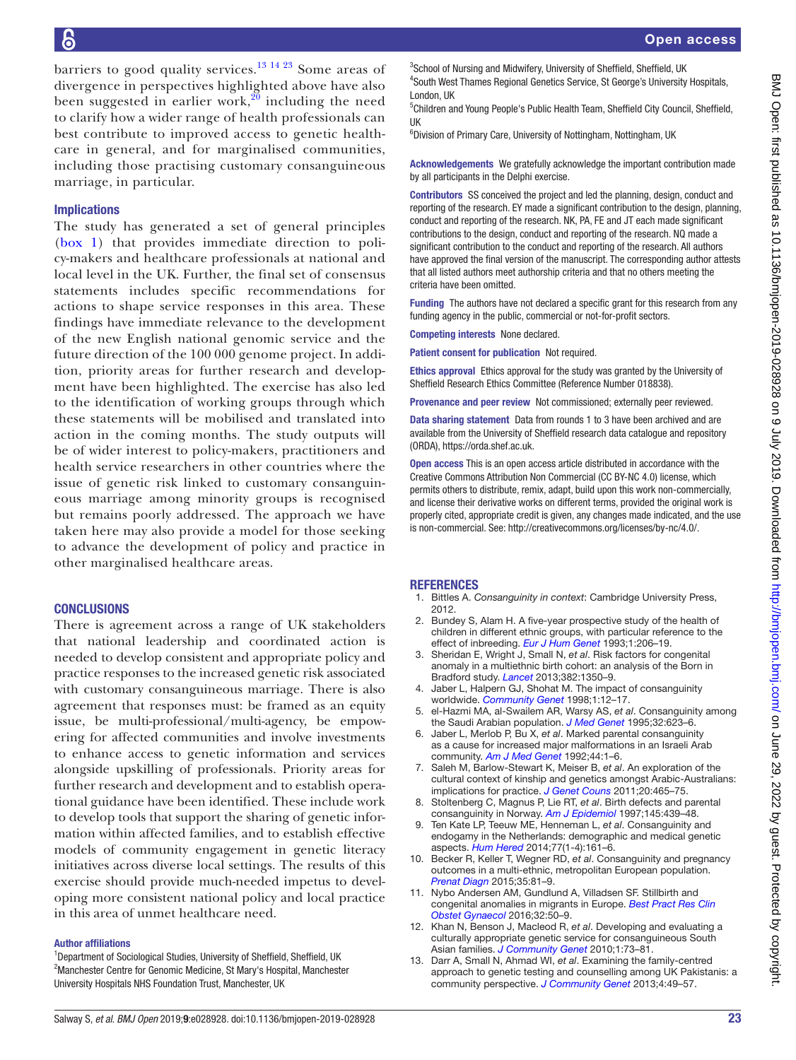barriers to good quality services.[13 14 23] Some areas of divergence in perspectives highlighted above have also been suggested in earlier work,[20] including the need to clarify how a wider range of health professionals can best contribute to improved access to genetic healthcare in general, and for marginalised communities, including those practising customary consanguineous marriage, in particular.

### Implications

The study has generated a set of general principles (box 1) that provides immediate direction to policy-makers and healthcare professionals at national and local level in the UK. Further, the final set of consensus statements includes specific recommendations for actions to shape service responses in this area. These findings have immediate relevance to the development of the new English national genomic service and the future direction of the 100 000 genome project. In addition, priority areas for further research and development have been highlighted. The exercise has also led to the identification of working groups through which these statements will be mobilised and translated into action in the coming months. The study outputs will be of wider interest to policy-makers, practitioners and health service researchers in other countries where the issue of genetic risk linked to customary consanguineous marriage among minority groups is recognised but remains poorly addressed. The approach we have taken here may also provide a model for those seeking to advance the development of policy and practice in other marginalised healthcare areas.

## CONCLUSIONS

There is agreement across a range of UK stakeholders that national leadership and coordinated action is needed to develop consistent and appropriate policy and practice responses to the increased genetic risk associated with customary consanguineous marriage. There is also agreement that responses must: be framed as an equity issue, be multi-professional/multi-agency, be empowering for affected communities and involve investments to enhance access to genetic information and services alongside upskilling of professionals. Priority areas for further research and development and to establish operational guidance have been identified. These include work to develop tools that support the sharing of genetic information within affected families, and to establish effective models of community engagement in genetic literacy initiatives across diverse local settings. The results of this exercise should provide much-needed impetus to developing more consistent national policy and local practice in this area of unmet healthcare need.

#### Author affiliations

[1]Department of Sociological Studies, University of Sheffield, Sheffield, UK
[2]Manchester Centre for Genomic Medicine, St Mary's Hospital, Manchester University Hospitals NHS Foundation Trust, Manchester, UK
[3]School of Nursing and Midwifery, University of Sheffield, Sheffield, UK
[4]South West Thames Regional Genetics Service, St George's University Hospitals, London, UK
[5]Children and Young People's Public Health Team, Sheffield City Council, Sheffield, UK
[6]Division of Primary Care, University of Nottingham, Nottingham, UK

**Acknowledgements** We gratefully acknowledge the important contribution made by all participants in the Delphi exercise.

**Contributors** SS conceived the project and led the planning, design, conduct and reporting of the research. EY made a significant contribution to the design, planning, conduct and reporting of the research. NK, PA, FE and JT each made significant contributions to the design, conduct and reporting of the research. NQ made a significant contribution to the conduct and reporting of the research. All authors have approved the final version of the manuscript. The corresponding author attests that all listed authors meet authorship criteria and that no others meeting the criteria have been omitted.

**Funding** The authors have not declared a specific grant for this research from any funding agency in the public, commercial or not-for-profit sectors.

**Competing interests** None declared.

**Patient consent for publication** Not required.

**Ethics approval** Ethics approval for the study was granted by the University of Sheffield Research Ethics Committee (Reference Number 018838).

**Provenance and peer review** Not commissioned; externally peer reviewed.

**Data sharing statement** Data from rounds 1 to 3 have been archived and are available from the University of Sheffield research data catalogue and repository (ORDA), https://orda.shef.ac.uk.

**Open access** This is an open access article distributed in accordance with the Creative Commons Attribution Non Commercial (CC BY-NC 4.0) license, which permits others to distribute, remix, adapt, build upon this work non-commercially, and license their derivative works on different terms, provided the original work is properly cited, appropriate credit is given, any changes made indicated, and the use is non-commercial. See: http://creativecommons.org/licenses/by-nc/4.0/.

## REFERENCES

1. Bittles A. *Consanguinity in context*: Cambridge University Press, 2012.
2. Bundey S, Alam H. A five-year prospective study of the health of children in different ethnic groups, with particular reference to the effect of inbreeding. *Eur J Hum Genet* 1993;1:206–19.
3. Sheridan E, Wright J, Small N, *et al*. Risk factors for congenital anomaly in a multiethnic birth cohort: an analysis of the Born in Bradford study. *Lancet* 2013;382:1350–9.
4. Jaber L, Halpern GJ, Shohat M. The impact of consanguinity worldwide. *Community Genet* 1998;1:12–17.
5. el-Hazmi MA, al-Swailem AR, Warsy AS, *et al*. Consanguinity among the Saudi Arabian population. *J Med Genet* 1995;32:623–6.
6. Jaber L, Merlob P, Bu X, *et al*. Marked parental consanguinity as a cause for increased major malformations in an Israeli Arab community. *Am J Med Genet* 1992;44:1–6.
7. Saleh M, Barlow-Stewart K, Meiser B, *et al*. An exploration of the cultural context of kinship and genetics amongst Arabic-Australians: implications for practice. *J Genet Couns* 2011;20:465–75.
8. Stoltenberg C, Magnus P, Lie RT, *et al*. Birth defects and parental consanguinity in Norway. *Am J Epidemiol* 1997;145:439–48.
9. Ten Kate LP, Teeuw ME, Henneman L, *et al*. Consanguinity and endogamy in the Netherlands: demographic and medical genetic aspects. *Hum Hered* 2014;77(1-4):161–6.
10. Becker R, Keller T, Wegner RD, *et al*. Consanguinity and pregnancy outcomes in a multi-ethnic, metropolitan European population. *Prenat Diagn* 2015;35:81–9.
11. Nybo Andersen AM, Gundlund A, Villadsen SF. Stillbirth and congenital anomalies in migrants in Europe. *Best Pract Res Clin Obstet Gynaecol* 2016;32:50–9.
12. Khan N, Benson J, Macleod R, *et al*. Developing and evaluating a culturally appropriate genetic service for consanguineous South Asian families. *J Community Genet* 2010;1:73–81.
13. Darr A, Small N, Ahmad WI, *et al*. Examining the family-centred approach to genetic testing and counselling among UK Pakistanis: a community perspective. *J Community Genet* 2013;4:49–57.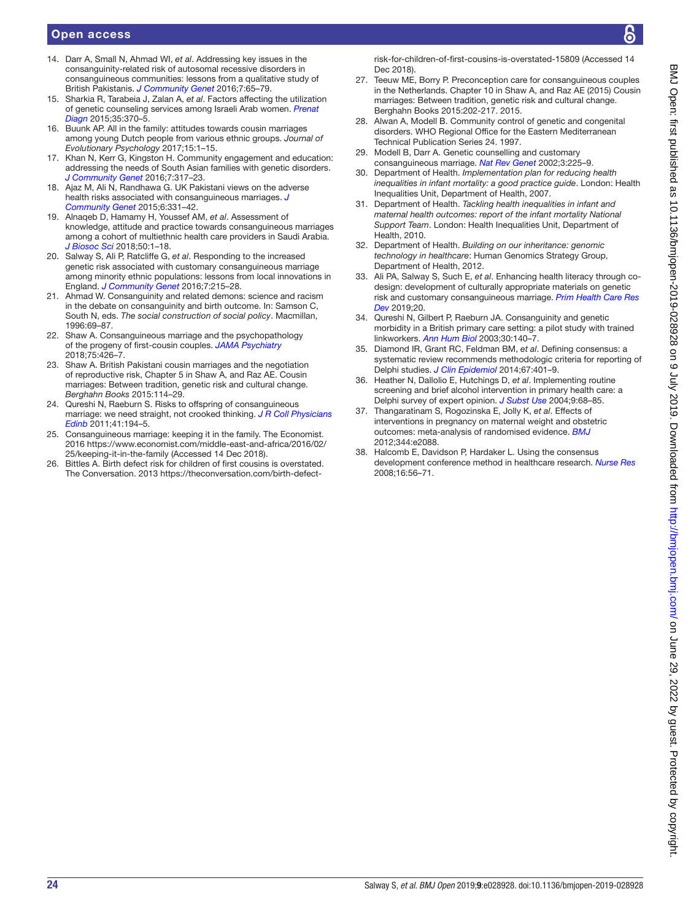14. Darr A, Small N, Ahmad WI, *et al*. Addressing key issues in the consanguinity-related risk of autosomal recessive disorders in consanguineous communities: lessons from a qualitative study of British Pakistanis. *J Community Genet* 2016;7:65–79.
15. Sharkia R, Tarabeia J, Zalan A, *et al*. Factors affecting the utilization of genetic counseling services among Israeli Arab women. *Prenat Diagn* 2015;35:370–5.
16. Buunk AP. All in the family: attitudes towards cousin marriages among young Dutch people from various ethnic groups. *Journal of Evolutionary Psychology* 2017;15:1–15.
17. Khan N, Kerr G, Kingston H. Community engagement and education: addressing the needs of South Asian families with genetic disorders. *J Community Genet* 2016;7:317–23.
18. Ajaz M, Ali N, Randhawa G. UK Pakistani views on the adverse health risks associated with consanguineous marriages. *J Community Genet* 2015;6:331–42.
19. Alnaqeb D, Hamamy H, Youssef AM, *et al*. Assessment of knowledge, attitude and practice towards consanguineous marriages among a cohort of multiethnic health care providers in Saudi Arabia. *J Biosoc Sci* 2018;50:1–18.
20. Salway S, Ali P, Ratcliffe G, *et al*. Responding to the increased genetic risk associated with customary consanguineous marriage among minority ethnic populations: lessons from local innovations in England. *J Community Genet* 2016;7:215–28.
21. Ahmad W. Consanguinity and related demons: science and racism in the debate on consanguinity and birth outcome. In: Samson C, South N, eds. *The social construction of social policy*. Macmillan, 1996:69–87.
22. Shaw A. Consanguineous marriage and the psychopathology of the progeny of first-cousin couples. *JAMA Psychiatry* 2018;75:426–7.
23. Shaw A. British Pakistani cousin marriages and the negotiation of reproductive risk, Chapter 5 in Shaw A, and Raz AE. Cousin marriages: Between tradition, genetic risk and cultural change. *Berghahn Books* 2015:114–29.
24. Qureshi N, Raeburn S. Risks to offspring of consanguineous marriage: we need straight, not crooked thinking. *J R Coll Physicians Edinb* 2011;41:194–5.
25. Consanguineous marriage: keeping it in the family. The Economist. 2016 https://www.economist.com/middle-east-and-africa/2016/02/25/keeping-it-in-the-family (Accessed 14 Dec 2018).
26. Bittles A. Birth defect risk for children of first cousins is overstated. The Conversation. 2013 https://theconversation.com/birth-defect-risk-for-children-of-first-cousins-is-overstated-15809 (Accessed 14 Dec 2018).
27. Teeuw ME, Borry P. Preconception care for consanguineous couples in the Netherlands. Chapter 10 in Shaw A, and Raz AE (2015) Cousin marriages: Between tradition, genetic risk and cultural change. Berghahn Books 2015:202-217. 2015.
28. Alwan A, Modell B. Community control of genetic and congenital disorders. WHO Regional Office for the Eastern Mediterranean Technical Publication Series 24. 1997.
29. Modell B, Darr A. Genetic counselling and customary consanguineous marriage. *Nat Rev Genet* 2002;3:225–9.
30. Department of Health. *Implementation plan for reducing health inequalities in infant mortality: a good practice guide*. London: Health Inequalities Unit, Department of Health, 2007.
31. Department of Health. *Tackling health inequalities in infant and maternal health outcomes: report of the infant mortality National Support Team*. London: Health Inequalities Unit, Department of Health, 2010.
32. Department of Health. *Building on our inheritance: genomic technology in healthcare*: Human Genomics Strategy Group, Department of Health, 2012.
33. Ali PA, Salway S, Such E, *et al*. Enhancing health literacy through co-design: development of culturally appropriate materials on genetic risk and customary consanguineous marriage. *Prim Health Care Res Dev* 2019;20.
34. Qureshi N, Gilbert P, Raeburn JA. Consanguinity and genetic morbidity in a British primary care setting: a pilot study with trained linkworkers. *Ann Hum Biol* 2003;30:140–7.
35. Diamond IR, Grant RC, Feldman BM, *et al*. Defining consensus: a systematic review recommends methodologic criteria for reporting of Delphi studies. *J Clin Epidemiol* 2014;67:401–9.
36. Heather N, Dallolio E, Hutchings D, *et al*. Implementing routine screening and brief alcohol intervention in primary health care: a Delphi survey of expert opinion. *J Subst Use* 2004;9:68–85.
37. Thangaratinam S, Rogozinska E, Jolly K, *et al*. Effects of interventions in pregnancy on maternal weight and obstetric outcomes: meta-analysis of randomised evidence. *BMJ* 2012;344:e2088.
38. Halcomb E, Davidson P, Hardaker L. Using the consensus development conference method in healthcare research. *Nurse Res* 2008;16:56–71.